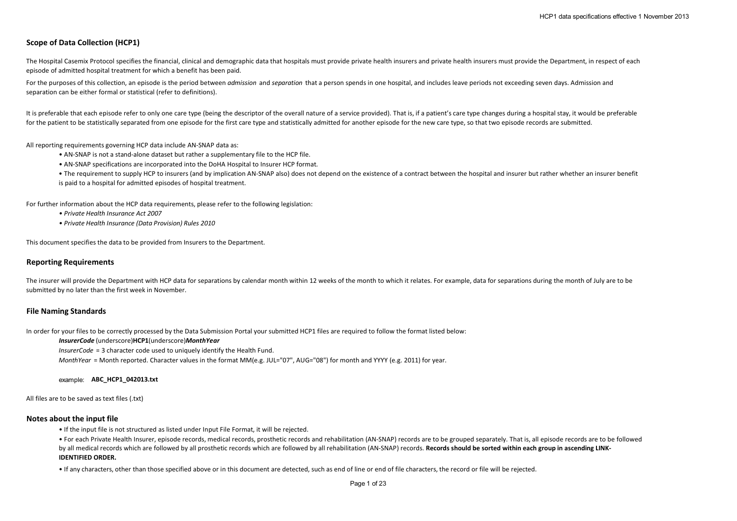## Scope of Data Collection (HCP1)

The Hospital Casemix Protocol specifies the financial, clinical and demographic data that hospitals must provide private health insurers and private health insurers must provide the Department, in respect of each episode of admitted hospital treatment for which a benefit has been paid.

For the purposes of this collection, an episode is the period between *admission* and *separation* that a person spends in one hospital, and includes leave periods not exceeding seven days. Admission and separation can be either formal or statistical (refer to definitions).

It is preferable that each episode refer to only one care type (being the descriptor of the overall nature of a service provided). That is, if a patient's care type changes during a hospital stay, it would be preferable for the patient to be statistically separated from one episode for the first care type and statistically admitted for another episode for the new care type, so that two episode records are submitted.

All reporting requirements governing HCP data include AN-SNAP data as:

- AN-SNAP is not a stand-alone dataset but rather a supplementary file to the HCP file.
- AN-SNAP specifications are incorporated into the DoHA Hospital to Insurer HCP format.
- The requirement to supply HCP to insurers (and by implication AN-SNAP also) does not depend on the existence of a contract between the hospital and insurer but rather whether an insurer benefit is paid to a hospital for admitted episodes of hospital treatment.

For further information about the HCP data requirements, please refer to the following legislation:

- *Private Health Insurance Act 2007*
- *Private Health Insurance (Data Provision) Rules 2010*

This document specifies the data to be provided from Insurers to the Department.

## Reporting Requirements

The insurer will provide the Department with HCP data for separations by calendar month within 12 weeks of the month to which it relates. For example, data for separations during the month of July are to be submitted by no later than the first week in November.

## File Naming Standards

In order for your files to be correctly processed by the Data Submission Portal your submitted HCP1 files are required to follow the format listed below:

***InsurerCode*** (underscore)**HCP1**(underscore)***MonthYear***

*InsurerCode* = 3 character code used to uniquely identify the Health Fund.

*MonthYear* = Month reported. Character values in the format MM(e.g. JUL="07", AUG="08") for month and YYYY (e.g. 2011) for year.

example: **ABC_HCP1_042013.txt**

All files are to be saved as text files (.txt)

## Notes about the input file

- If the input file is not structured as listed under Input File Format, it will be rejected.
- For each Private Health Insurer, episode records, medical records, prosthetic records and rehabilitation (AN-SNAP) records are to be grouped separately. That is, all episode records are to be followed by all medical records which are followed by all prosthetic records which are followed by all rehabilitation (AN-SNAP) records. **Records should be sorted within each group in ascending LINK-IDENTIFIED ORDER.**
- If any characters, other than those specified above or in this document are detected, such as end of line or end of file characters, the record or file will be rejected.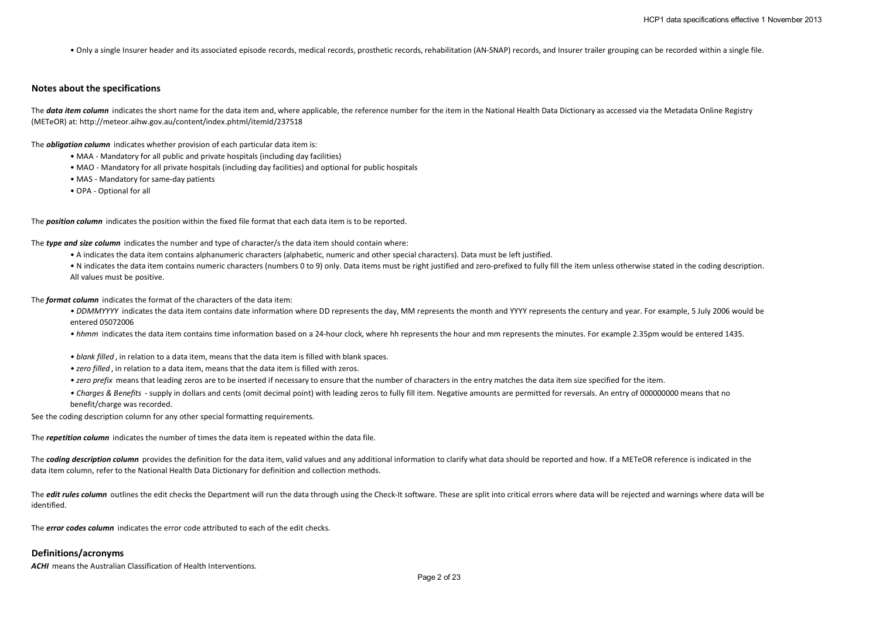• Only a single Insurer header and its associated episode records, medical records, prosthetic records, rehabilitation (AN-SNAP) records, and Insurer trailer grouping can be recorded within a single file.

## Notes about the specifications

The ***data item column*** indicates the short name for the data item and, where applicable, the reference number for the item in the National Health Data Dictionary as accessed via the Metadata Online Registry (METeOR) at: http://meteor.aihw.gov.au/content/index.phtml/itemId/237518

The ***obligation column*** indicates whether provision of each particular data item is:

- MAA - Mandatory for all public and private hospitals (including day facilities)
- MAO - Mandatory for all private hospitals (including day facilities) and optional for public hospitals
- MAS - Mandatory for same-day patients
- OPA - Optional for all

The ***position column*** indicates the position within the fixed file format that each data item is to be reported.

The ***type and size column*** indicates the number and type of character/s the data item should contain where:

- A indicates the data item contains alphanumeric characters (alphabetic, numeric and other special characters). Data must be left justified.
- N indicates the data item contains numeric characters (numbers 0 to 9) only. Data items must be right justified and zero-prefixed to fully fill the item unless otherwise stated in the coding description. All values must be positive.

The ***format column*** indicates the format of the characters of the data item:

- *DDMMYYYY* indicates the data item contains date information where DD represents the day, MM represents the month and YYYY represents the century and year. For example, 5 July 2006 would be entered 05072006
- *hhmm* indicates the data item contains time information based on a 24-hour clock, where hh represents the hour and mm represents the minutes. For example 2.35pm would be entered 1435.
- *blank filled*, in relation to a data item, means that the data item is filled with blank spaces.
- *zero filled*, in relation to a data item, means that the data item is filled with zeros.
- *zero prefix* means that leading zeros are to be inserted if necessary to ensure that the number of characters in the entry matches the data item size specified for the item.
- *Charges & Benefits* - supply in dollars and cents (omit decimal point) with leading zeros to fully fill item. Negative amounts are permitted for reversals. An entry of 000000000 means that no benefit/charge was recorded.

See the coding description column for any other special formatting requirements.

The ***repetition column*** indicates the number of times the data item is repeated within the data file.

The ***coding description column*** provides the definition for the data item, valid values and any additional information to clarify what data should be reported and how. If a METeOR reference is indicated in the data item column, refer to the National Health Data Dictionary for definition and collection methods.

The ***edit rules column*** outlines the edit checks the Department will run the data through using the Check-It software. These are split into critical errors where data will be rejected and warnings where data will be identified.

The ***error codes column*** indicates the error code attributed to each of the edit checks.

## Definitions/acronyms

***ACHI*** means the Australian Classification of Health Interventions.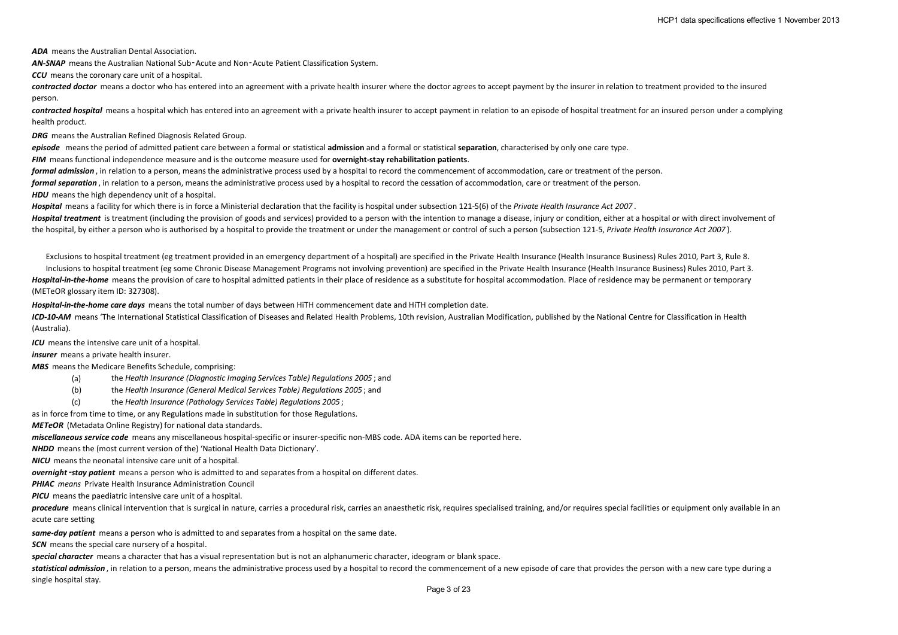***ADA*** means the Australian Dental Association.

***AN-SNAP*** means the Australian National Sub‑Acute and Non‑Acute Patient Classification System.

***CCU*** means the coronary care unit of a hospital.

***contracted doctor*** means a doctor who has entered into an agreement with a private health insurer where the doctor agrees to accept payment by the insurer in relation to treatment provided to the insured person.

***contracted hospital*** means a hospital which has entered into an agreement with a private health insurer to accept payment in relation to an episode of hospital treatment for an insured person under a complying health product.

***DRG*** means the Australian Refined Diagnosis Related Group.

***episode*** means the period of admitted patient care between a formal or statistical **admission** and a formal or statistical **separation**, characterised by only one care type.

***FIM*** means functional independence measure and is the outcome measure used for **overnight-stay rehabilitation patients**.

***formal admission***, in relation to a person, means the administrative process used by a hospital to record the commencement of accommodation, care or treatment of the person.

***formal separation***, in relation to a person, means the administrative process used by a hospital to record the cessation of accommodation, care or treatment of the person.

***HDU*** means the high dependency unit of a hospital.

***Hospital*** means a facility for which there is in force a Ministerial declaration that the facility is hospital under subsection 121-5(6) of the *Private Health Insurance Act 2007*.

***Hospital treatment*** is treatment (including the provision of goods and services) provided to a person with the intention to manage a disease, injury or condition, either at a hospital or with direct involvement of the hospital, by either a person who is authorised by a hospital to provide the treatment or under the management or control of such a person (subsection 121-5, *Private Health Insurance Act 2007*).

Exclusions to hospital treatment (eg treatment provided in an emergency department of a hospital) are specified in the Private Health Insurance (Health Insurance Business) Rules 2010, Part 3, Rule 8.

Inclusions to hospital treatment (eg some Chronic Disease Management Programs not involving prevention) are specified in the Private Health Insurance (Health Insurance Business) Rules 2010, Part 3.

***Hospital-in-the-home*** means the provision of care to hospital admitted patients in their place of residence as a substitute for hospital accommodation. Place of residence may be permanent or temporary (METeOR glossary item ID: 327308).

***Hospital-in-the-home care days*** means the total number of days between HiTH commencement date and HiTH completion date.

***ICD-10-AM*** means 'The International Statistical Classification of Diseases and Related Health Problems, 10th revision, Australian Modification, published by the National Centre for Classification in Health (Australia).

***ICU*** means the intensive care unit of a hospital.

***insurer*** means a private health insurer.

***MBS*** means the Medicare Benefits Schedule, comprising:

(a) the *Health Insurance (Diagnostic Imaging Services Table) Regulations 2005*; and

(b) the *Health Insurance (General Medical Services Table) Regulations 2005*; and

(c) the *Health Insurance (Pathology Services Table) Regulations 2005*;

as in force from time to time, or any Regulations made in substitution for those Regulations.

***METeOR*** (Metadata Online Registry) for national data standards.

***miscellaneous service code*** means any miscellaneous hospital-specific or insurer-specific non-MBS code. ADA items can be reported here.

***NHDD*** means the (most current version of the) 'National Health Data Dictionary'.

***NICU*** means the neonatal intensive care unit of a hospital.

***overnight‑stay patient*** means a person who is admitted to and separates from a hospital on different dates.

***PHIAC*** *means* Private Health Insurance Administration Council

***PICU*** means the paediatric intensive care unit of a hospital.

***procedure*** means clinical intervention that is surgical in nature, carries a procedural risk, carries an anaesthetic risk, requires specialised training, and/or requires special facilities or equipment only available in an acute care setting

***same-day patient*** means a person who is admitted to and separates from a hospital on the same date.

***SCN*** means the special care nursery of a hospital.

***special character*** means a character that has a visual representation but is not an alphanumeric character, ideogram or blank space.

***statistical admission***, in relation to a person, means the administrative process used by a hospital to record the commencement of a new episode of care that provides the person with a new care type during a single hospital stay.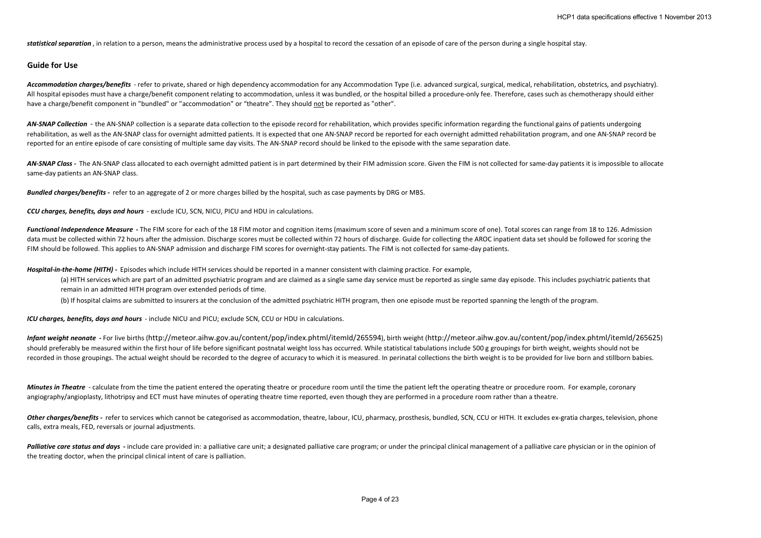***statistical separation*** , in relation to a person, means the administrative process used by a hospital to record the cessation of an episode of care of the person during a single hospital stay.

## Guide for Use

***Accommodation charges/benefits*** - refer to private, shared or high dependency accommodation for any Accommodation Type (i.e. advanced surgical, surgical, medical, rehabilitation, obstetrics, and psychiatry). All hospital episodes must have a charge/benefit component relating to accommodation, unless it was bundled, or the hospital billed a procedure-only fee. Therefore, cases such as chemotherapy should either have a charge/benefit component in "bundled" or "accommodation" or "theatre". They should <u>not</u> be reported as "other".

***AN-SNAP Collection*** - the AN-SNAP collection is a separate data collection to the episode record for rehabilitation, which provides specific information regarding the functional gains of patients undergoing rehabilitation, as well as the AN-SNAP class for overnight admitted patients. It is expected that one AN-SNAP record be reported for each overnight admitted rehabilitation program, and one AN-SNAP record be reported for an entire episode of care consisting of multiple same day visits. The AN-SNAP record should be linked to the episode with the same separation date.

***AN-SNAP Class -*** The AN-SNAP class allocated to each overnight admitted patient is in part determined by their FIM admission score. Given the FIM is not collected for same-day patients it is impossible to allocate same-day patients an AN-SNAP class.

***Bundled charges/benefits -*** refer to an aggregate of 2 or more charges billed by the hospital, such as case payments by DRG or MBS.

***CCU charges, benefits, days and hours*** - exclude ICU, SCN, NICU, PICU and HDU in calculations.

***Functional Independence Measure -*** The FIM score for each of the 18 FIM motor and cognition items (maximum score of seven and a minimum score of one). Total scores can range from 18 to 126. Admission data must be collected within 72 hours after the admission. Discharge scores must be collected within 72 hours of discharge. Guide for collecting the AROC inpatient data set should be followed for scoring the FIM should be followed. This applies to AN-SNAP admission and discharge FIM scores for overnight-stay patients. The FIM is not collected for same-day patients.

***Hospital-in-the-home (HITH) -*** Episodes which include HITH services should be reported in a manner consistent with claiming practice. For example,

(a) HITH services which are part of an admitted psychiatric program and are claimed as a single same day service must be reported as single same day episode. This includes psychiatric patients that remain in an admitted HITH program over extended periods of time.

(b) If hospital claims are submitted to insurers at the conclusion of the admitted psychiatric HITH program, then one episode must be reported spanning the length of the program.

***ICU charges, benefits, days and hours*** - include NICU and PICU; exclude SCN, CCU or HDU in calculations.

***Infant weight neonate -*** For live births (http://meteor.aihw.gov.au/content/pop/index.phtml/itemId/265594), birth weight (http://meteor.aihw.gov.au/content/pop/index.phtml/itemId/265625) should preferably be measured within the first hour of life before significant postnatal weight loss has occurred. While statistical tabulations include 500 g groupings for birth weight, weights should not be recorded in those groupings. The actual weight should be recorded to the degree of accuracy to which it is measured. In perinatal collections the birth weight is to be provided for live born and stillborn babies.

***Minutes in Theatre*** - calculate from the time the patient entered the operating theatre or procedure room until the time the patient left the operating theatre or procedure room. For example, coronary angiography/angioplasty, lithotripsy and ECT must have minutes of operating theatre time reported, even though they are performed in a procedure room rather than a theatre.

***Other charges/benefits -*** refer to services which cannot be categorised as accommodation, theatre, labour, ICU, pharmacy, prosthesis, bundled, SCN, CCU or HITH. It excludes ex-gratia charges, television, phone calls, extra meals, FED, reversals or journal adjustments.

***Palliative care status and days -*** include care provided in: a palliative care unit; a designated palliative care program; or under the principal clinical management of a palliative care physician or in the opinion of the treating doctor, when the principal clinical intent of care is palliation.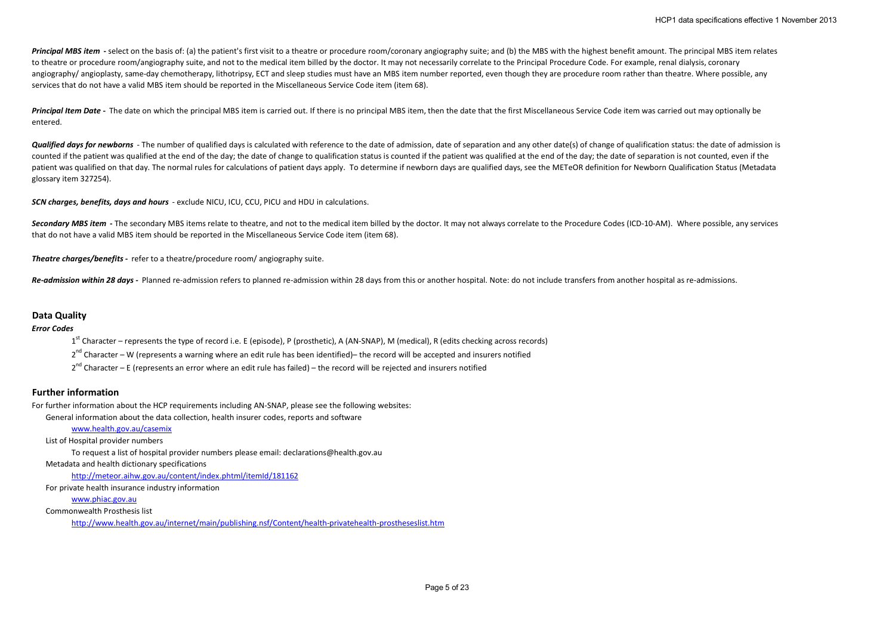***Principal MBS item*** **-** select on the basis of: (a) the patient's first visit to a theatre or procedure room/coronary angiography suite; and (b) the MBS with the highest benefit amount. The principal MBS item relates to theatre or procedure room/angiography suite, and not to the medical item billed by the doctor. It may not necessarily correlate to the Principal Procedure Code. For example, renal dialysis, coronary angiography/ angioplasty, same-day chemotherapy, lithotripsy, ECT and sleep studies must have an MBS item number reported, even though they are procedure room rather than theatre. Where possible, any services that do not have a valid MBS item should be reported in the Miscellaneous Service Code item (item 68).

***Principal Item Date*** **-** The date on which the principal MBS item is carried out. If there is no principal MBS item, then the date that the first Miscellaneous Service Code item was carried out may optionally be entered.

***Qualified days for newborns*** - The number of qualified days is calculated with reference to the date of admission, date of separation and any other date(s) of change of qualification status: the date of admission is counted if the patient was qualified at the end of the day; the date of change to qualification status is counted if the patient was qualified at the end of the day; the date of separation is not counted, even if the patient was qualified on that day. The normal rules for calculations of patient days apply. To determine if newborn days are qualified days, see the METeOR definition for Newborn Qualification Status (Metadata glossary item 327254).

***SCN charges, benefits, days and hours*** - exclude NICU, ICU, CCU, PICU and HDU in calculations.

***Secondary MBS item*** **-** The secondary MBS items relate to theatre, and not to the medical item billed by the doctor. It may not always correlate to the Procedure Codes (ICD-10-AM). Where possible, any services that do not have a valid MBS item should be reported in the Miscellaneous Service Code item (item 68).

***Theatre charges/benefits*** **-** refer to a theatre/procedure room/ angiography suite.

***Re-admission within 28 days*** **-** Planned re-admission refers to planned re-admission within 28 days from this or another hospital. Note: do not include transfers from another hospital as re-admissions.

## Data Quality

***Error Codes***

1st Character – represents the type of record i.e. E (episode), P (prosthetic), A (AN-SNAP), M (medical), R (edits checking across records)

2nd Character – W (represents a warning where an edit rule has been identified)– the record will be accepted and insurers notified

2nd Character – E (represents an error where an edit rule has failed) – the record will be rejected and insurers notified

## Further information

For further information about the HCP requirements including AN-SNAP, please see the following websites:

General information about the data collection, health insurer codes, reports and software

www.health.gov.au/casemix

List of Hospital provider numbers

To request a list of hospital provider numbers please email: declarations@health.gov.au

Metadata and health dictionary specifications

http://meteor.aihw.gov.au/content/index.phtml/itemId/181162

For private health insurance industry information

www.phiac.gov.au

Commonwealth Prosthesis list

http://www.health.gov.au/internet/main/publishing.nsf/Content/health-privatehealth-prostheseslist.htm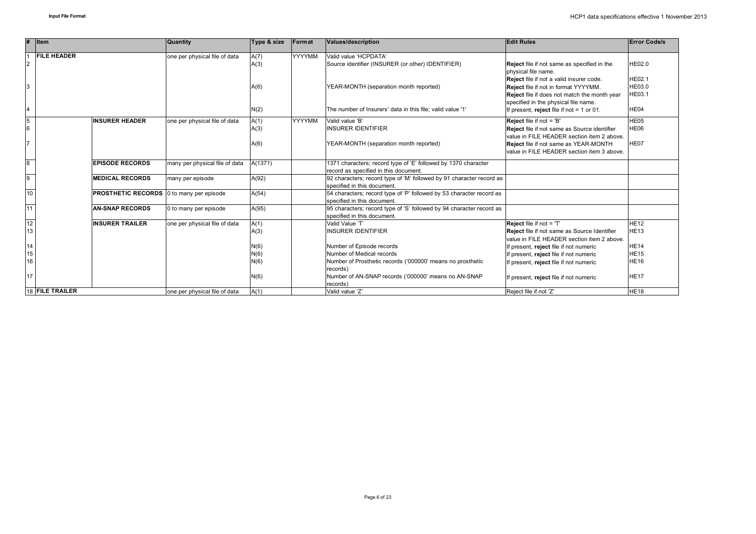| # | Item | | Quantity | Type & size | Format | Values/description | Edit Rules | Error Code/s |
|---|---|---|---|---|---|---|---|---|
| 1 | **FILE HEADER** | | one per physical file of data | A(7) | YYYYMM | Valid value 'HCPDATA' | | |
| 2 | | | | A(3) | | Source identifier (INSURER (or other) IDENTIFIER) | **Reject** file if not same as specified in the physical file name. | HE02.0 |
| | | | | | | | **Reject** file if not a valid insurer code. | HE02.1 |
| 3 | | | | A(6) | | YEAR-MONTH (separation month reported) | **Reject** file if not in format YYYYMM. | HE03.0 |
| | | | | | | | **Reject** file if does not match the month year specified in the physical file name. | HE03.1 |
| 4 | | | | N(2) | | The number of Insurers' data in this file; valid value '1' | If present, **reject** file if not = 1 or 01. | HE04 |
| 5 | | **INSURER HEADER** | one per physical file of data | A(1) | YYYYMM | Valid value 'B' | **Reject** file if not = 'B' | HE05 |
| 6 | | | | A(3) | | INSURER IDENTIFIER | **Reject** file if not same as Source identifier value in FILE HEADER section item 2 above. | HE06 |
| 7 | | | | A(6) | | YEAR-MONTH (separation month reported) | **Reject** file if not same as YEAR-MONTH value in FILE HEADER section item 3 above. | HE07 |
| 8 | | **EPISODE RECORDS** | many per physical file of data | A(1371) | | 1371 characters; record type of 'E' followed by 1370 character record as specified in this document. | | |
| 9 | | **MEDICAL RECORDS** | many per episode | A(92) | | 92 characters; record type of 'M' followed by 91 character record as specified in this document. | | |
| 10 | | **PROSTHETIC RECORDS** | 0 to many per episode | A(54) | | 54 characters; record type of 'P' followed by 53 character record as specified in this document. | | |
| 11 | | **AN-SNAP RECORDS** | 0 to many per episode | A(95) | | 95 characters; record type of 'S' followed by 94 character record as specified in this document. | | |
| 12 | | **INSURER TRAILER** | one per physical file of data | A(1) | | Valid Value 'T' | **Reject** file if not = 'T' | HE12 |
| 13 | | | | A(3) | | INSURER IDENTIFIER | **Reject** file if not same as Source Identifier value in FILE HEADER section item 2 above. | HE13 |
| 14 | | | | N(6) | | Number of Episode records | If present, **reject** file if not numeric | HE14 |
| 15 | | | | N(6) | | Number of Medical records | If present, **reject** file if not numeric | HE15 |
| 16 | | | | N(6) | | Number of Prosthetic records ('000000' means no prosthetic records) | If present, **reject** file if not numeric | HE16 |
| 17 | | | | N(6) | | Number of AN-SNAP records ('000000' means no AN-SNAP records) | If present, **reject** file if not numeric | HE17 |
| 18 | **FILE TRAILER** | | one per physical file of data | A(1) | | Valid value 'Z' | Reject file if not 'Z' | HE18 |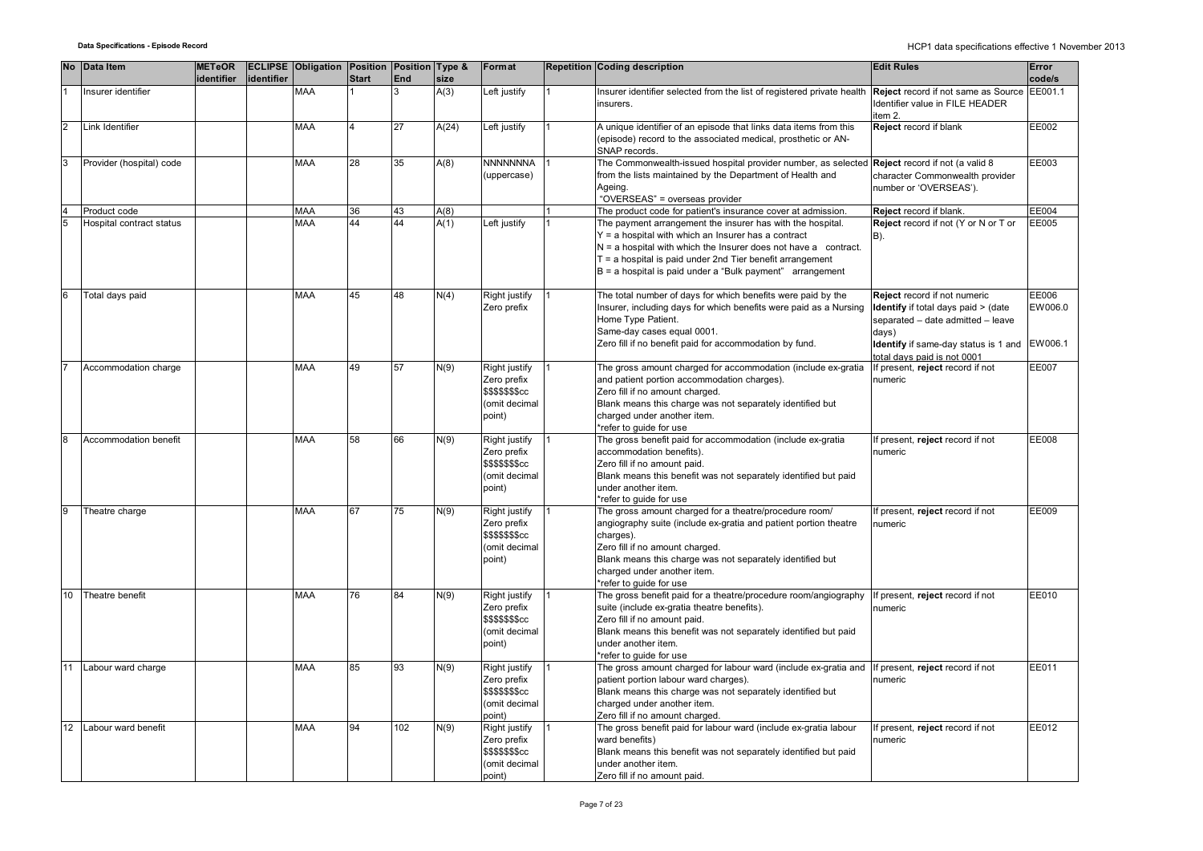| No | Data Item | METeOR identifier | ECLIPSE identifier | Obligation | Position Start | Position End | Type & size | Format | Repetition | Coding description | Edit Rules | Error code/s |
|---|---|---|---|---|---|---|---|---|---|---|---|---|
| 1 | Insurer identifier | | | MAA | 1 | 3 | A(3) | Left justify | 1 | Insurer identifier selected from the list of registered private health insurers. | **Reject** record if not same as Source Identifier value in FILE HEADER item 2. | EE001.1 |
| 2 | Link Identifier | | | MAA | 4 | 27 | A(24) | Left justify | 1 | A unique identifier of an episode that links data items from this (episode) record to the associated medical, prosthetic or AN-SNAP records. | **Reject** record if blank | EE002 |
| 3 | Provider (hospital) code | | | MAA | 28 | 35 | A(8) | NNNNNNNA (uppercase) | 1 | The Commonwealth-issued hospital provider number, as selected from the lists maintained by the Department of Health and Ageing.<br>"OVERSEAS" = overseas provider | **Reject** record if not (a valid 8 character Commonwealth provider number or 'OVERSEAS'). | EE003 |
| 4 | Product code | | | MAA | 36 | 43 | A(8) | | 1 | The product code for patient's insurance cover at admission. | **Reject** record if blank. | EE004 |
| 5 | Hospital contract status | | | MAA | 44 | 44 | A(1) | Left justify | 1 | The payment arrangement the insurer has with the hospital.<br>Y = a hospital with which an Insurer has a contract<br>N = a hospital with which the Insurer does not have a contract.<br>T = a hospital is paid under 2nd Tier benefit arrangement<br>B = a hospital is paid under a "Bulk payment" arrangement | **Reject** record if not (Y or N or T or B). | EE005 |
| 6 | Total days paid | | | MAA | 45 | 48 | N(4) | Right justify Zero prefix | 1 | The total number of days for which benefits were paid by the Insurer, including days for which benefits were paid as a Nursing Home Type Patient.<br>Same-day cases equal 0001.<br>Zero fill if no benefit paid for accommodation by fund. | **Reject** record if not numeric<br>**Identify** if total days paid > (date separated – date admitted – leave days)<br>**Identify** if same-day status is 1 and total days paid is not 0001 | EE006<br>EW006.0<br><br>EW006.1 |
| 7 | Accommodation charge | | | MAA | 49 | 57 | N(9) | Right justify Zero prefix $$$$$$$cc (omit decimal point) | 1 | The gross amount charged for accommodation (include ex-gratia and patient portion accommodation charges).<br>Zero fill if no amount charged.<br>Blank means this charge was not separately identified but charged under another item.<br>*refer to guide for use | If present, **reject** record if not numeric | EE007 |
| 8 | Accommodation benefit | | | MAA | 58 | 66 | N(9) | Right justify Zero prefix $$$$$$$cc (omit decimal point) | 1 | The gross benefit paid for accommodation (include ex-gratia accommodation benefits).<br>Zero fill if no amount paid.<br>Blank means this benefit was not separately identified but paid under another item.<br>*refer to guide for use | If present, **reject** record if not numeric | EE008 |
| 9 | Theatre charge | | | MAA | 67 | 75 | N(9) | Right justify Zero prefix $$$$$$$cc (omit decimal point) | 1 | The gross amount charged for a theatre/procedure room/ angiography suite (include ex-gratia and patient portion theatre charges).<br>Zero fill if no amount charged.<br>Blank means this charge was not separately identified but charged under another item.<br>*refer to guide for use | If present, **reject** record if not numeric | EE009 |
| 10 | Theatre benefit | | | MAA | 76 | 84 | N(9) | Right justify Zero prefix $$$$$$$cc (omit decimal point) | 1 | The gross benefit paid for a theatre/procedure room/angiography suite (include ex-gratia theatre benefits).<br>Zero fill if no amount paid.<br>Blank means this benefit was not separately identified but paid under another item.<br>*refer to guide for use | If present, **reject** record if not numeric | EE010 |
| 11 | Labour ward charge | | | MAA | 85 | 93 | N(9) | Right justify Zero prefix $$$$$$$cc (omit decimal point) | 1 | The gross amount charged for labour ward (include ex-gratia and patient portion labour ward charges).<br>Blank means this charge was not separately identified but charged under another item.<br>Zero fill if no amount charged. | If present, **reject** record if not numeric | EE011 |
| 12 | Labour ward benefit | | | MAA | 94 | 102 | N(9) | Right justify Zero prefix $$$$$$$cc (omit decimal point) | 1 | The gross benefit paid for labour ward (include ex-gratia labour ward benefits)<br>Blank means this benefit was not separately identified but paid under another item.<br>Zero fill if no amount paid. | If present, **reject** record if not numeric | EE012 |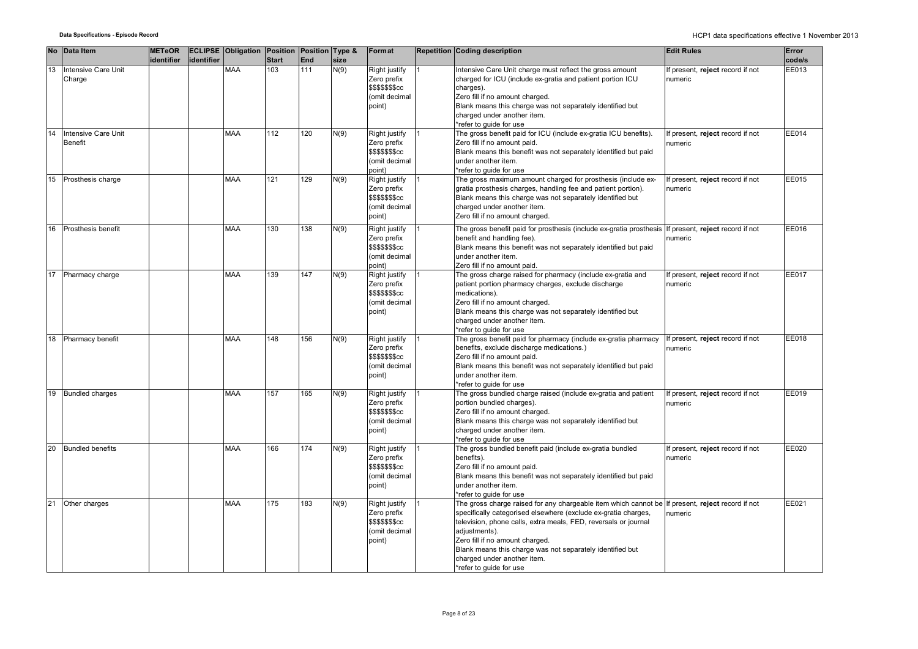| No | Data Item | METeOR identifier | ECLIPSE identifier | Obligation | Position Start | Position End | Type & size | Format | Repetition | Coding description | Edit Rules | Error code/s |
|---|---|---|---|---|---|---|---|---|---|---|---|---|
| 13 | Intensive Care Unit Charge | | | MAA | 103 | 111 | N(9) | Right justify Zero prefix $$$$$$$cc (omit decimal point) | 1 | Intensive Care Unit charge must reflect the gross amount charged for ICU (include ex-gratia and patient portion ICU charges).<br>Zero fill if no amount charged.<br>Blank means this charge was not separately identified but charged under another item.<br>*refer to guide for use | If present, **reject** record if not numeric | EE013 |
| 14 | Intensive Care Unit Benefit | | | MAA | 112 | 120 | N(9) | Right justify Zero prefix $$$$$$$cc (omit decimal point) | 1 | The gross benefit paid for ICU (include ex-gratia ICU benefits).<br>Zero fill if no amount paid.<br>Blank means this benefit was not separately identified but paid under another item.<br>*refer to guide for use | If present, **reject** record if not numeric | EE014 |
| 15 | Prosthesis charge | | | MAA | 121 | 129 | N(9) | Right justify Zero prefix $$$$$$$cc (omit decimal point) | 1 | The gross maximum amount charged for prosthesis (include ex-gratia prosthesis charges, handling fee and patient portion).<br>Blank means this charge was not separately identified but charged under another item.<br>Zero fill if no amount charged. | If present, **reject** record if not numeric | EE015 |
| 16 | Prosthesis benefit | | | MAA | 130 | 138 | N(9) | Right justify Zero prefix $$$$$$$cc (omit decimal point) | 1 | The gross benefit paid for prosthesis (include ex-gratia prosthesis benefit and handling fee).<br>Blank means this benefit was not separately identified but paid under another item.<br>Zero fill if no amount paid. | If present, **reject** record if not numeric | EE016 |
| 17 | Pharmacy charge | | | MAA | 139 | 147 | N(9) | Right justify Zero prefix $$$$$$$cc (omit decimal point) | 1 | The gross charge raised for pharmacy (include ex-gratia and patient portion pharmacy charges, exclude discharge medications).<br>Zero fill if no amount charged.<br>Blank means this charge was not separately identified but charged under another item.<br>*refer to guide for use | If present, **reject** record if not numeric | EE017 |
| 18 | Pharmacy benefit | | | MAA | 148 | 156 | N(9) | Right justify Zero prefix $$$$$$$cc (omit decimal point) | 1 | The gross benefit paid for pharmacy (include ex-gratia pharmacy benefits, exclude discharge medications.)<br>Zero fill if no amount paid.<br>Blank means this benefit was not separately identified but paid under another item.<br>*refer to guide for use | If present, **reject** record if not numeric | EE018 |
| 19 | Bundled charges | | | MAA | 157 | 165 | N(9) | Right justify Zero prefix $$$$$$$cc (omit decimal point) | 1 | The gross bundled charge raised (include ex-gratia and patient portion bundled charges).<br>Zero fill if no amount charged.<br>Blank means this charge was not separately identified but charged under another item.<br>*refer to guide for use | If present, **reject** record if not numeric | EE019 |
| 20 | Bundled benefits | | | MAA | 166 | 174 | N(9) | Right justify Zero prefix $$$$$$$cc (omit decimal point) | 1 | The gross bundled benefit paid (include ex-gratia bundled benefits).<br>Zero fill if no amount paid.<br>Blank means this benefit was not separately identified but paid under another item.<br>*refer to guide for use | If present, **reject** record if not numeric | EE020 |
| 21 | Other charges | | | MAA | 175 | 183 | N(9) | Right justify Zero prefix $$$$$$$cc (omit decimal point) | 1 | The gross charge raised for any chargeable item which cannot be specifically categorised elsewhere (exclude ex-gratia charges, television, phone calls, extra meals, FED, reversals or journal adjustments).<br>Zero fill if no amount charged.<br>Blank means this charge was not separately identified but charged under another item.<br>*refer to guide for use | If present, **reject** record if not numeric | EE021 |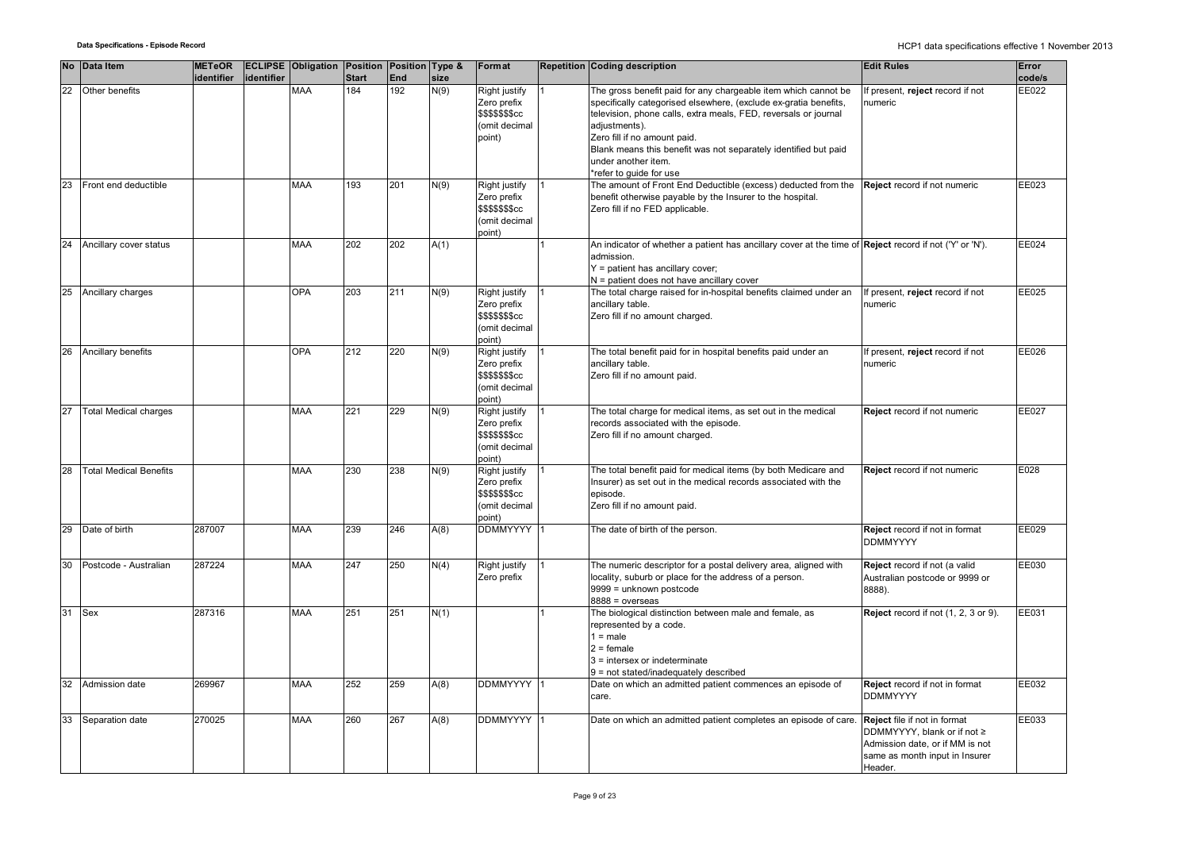| No | Data Item | METeOR identifier | ECLIPSE identifier | Obligation | Position Start | Position End | Type & size | Format | Repetition | Coding description | Edit Rules | Error code/s |
|---|---|---|---|---|---|---|---|---|---|---|---|---|
| 22 | Other benefits | | | MAA | 184 | 192 | N(9) | Right justify Zero prefix $$$$$$$cc (omit decimal point) | 1 | The gross benefit paid for any chargeable item which cannot be specifically categorised elsewhere, (exclude ex-gratia benefits, television, phone calls, extra meals, FED, reversals or journal adjustments).<br>Zero fill if no amount paid.<br>Blank means this benefit was not separately identified but paid under another item.<br>*refer to guide for use | If present, **reject** record if not numeric | EE022 |
| 23 | Front end deductible | | | MAA | 193 | 201 | N(9) | Right justify Zero prefix $$$$$$$cc (omit decimal point) | 1 | The amount of Front End Deductible (excess) deducted from the benefit otherwise payable by the Insurer to the hospital.<br>Zero fill if no FED applicable. | **Reject** record if not numeric | EE023 |
| 24 | Ancillary cover status | | | MAA | 202 | 202 | A(1) | | 1 | An indicator of whether a patient has ancillary cover at the time of admission.<br>Y = patient has ancillary cover;<br>N = patient does not have ancillary cover | **Reject** record if not ('Y' or 'N'). | EE024 |
| 25 | Ancillary charges | | | OPA | 203 | 211 | N(9) | Right justify Zero prefix $$$$$$$cc (omit decimal point) | 1 | The total charge raised for in-hospital benefits claimed under an ancillary table.<br>Zero fill if no amount charged. | If present, **reject** record if not numeric | EE025 |
| 26 | Ancillary benefits | | | OPA | 212 | 220 | N(9) | Right justify Zero prefix $$$$$$$cc (omit decimal point) | 1 | The total benefit paid for in hospital benefits paid under an ancillary table.<br>Zero fill if no amount paid. | If present, **reject** record if not numeric | EE026 |
| 27 | Total Medical charges | | | MAA | 221 | 229 | N(9) | Right justify Zero prefix $$$$$$$cc (omit decimal point) | 1 | The total charge for medical items, as set out in the medical records associated with the episode.<br>Zero fill if no amount charged. | **Reject** record if not numeric | EE027 |
| 28 | Total Medical Benefits | | | MAA | 230 | 238 | N(9) | Right justify Zero prefix $$$$$$$cc (omit decimal point) | 1 | The total benefit paid for medical items (by both Medicare and Insurer) as set out in the medical records associated with the episode.<br>Zero fill if no amount paid. | **Reject** record if not numeric | E028 |
| 29 | Date of birth | 287007 | | MAA | 239 | 246 | A(8) | DDMMYYYY | 1 | The date of birth of the person. | **Reject** record if not in format DDMMYYYY | EE029 |
| 30 | Postcode - Australian | 287224 | | MAA | 247 | 250 | N(4) | Right justify Zero prefix | 1 | The numeric descriptor for a postal delivery area, aligned with locality, suburb or place for the address of a person.<br>9999 = unknown postcode<br>8888 = overseas | **Reject** record if not (a valid Australian postcode or 9999 or 8888). | EE030 |
| 31 | Sex | 287316 | | MAA | 251 | 251 | N(1) | | 1 | The biological distinction between male and female, as represented by a code.<br>1 = male<br>2 = female<br>3 = intersex or indeterminate<br>9 = not stated/inadequately described | **Reject** record if not (1, 2, 3 or 9). | EE031 |
| 32 | Admission date | 269967 | | MAA | 252 | 259 | A(8) | DDMMYYYY | 1 | Date on which an admitted patient commences an episode of care. | **Reject** record if not in format DDMMYYYY | EE032 |
| 33 | Separation date | 270025 | | MAA | 260 | 267 | A(8) | DDMMYYYY | 1 | Date on which an admitted patient completes an episode of care. | **Reject** file if not in format DDMMYYYY, blank or if not ≥ Admission date, or if MM is not same as month input in Insurer Header. | EE033 |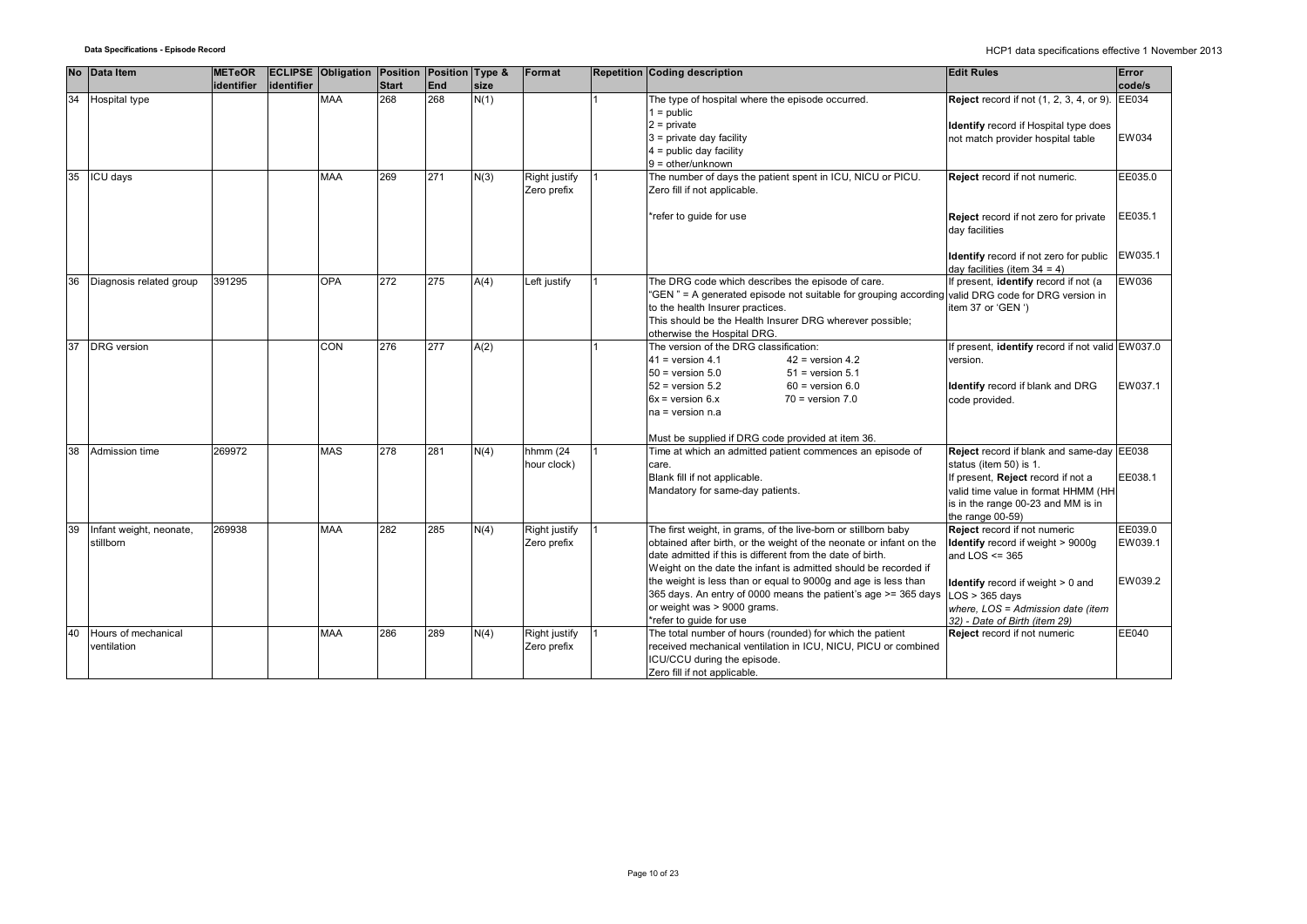| No | Data Item | METeOR identifier | ECLIPSE identifier | Obligation | Position Start | Position End | Type & size | Format | Repetition | Coding description | Edit Rules | Error code/s |
|---|---|---|---|---|---|---|---|---|---|---|---|---|
| 34 | Hospital type | | | MAA | 268 | 268 | N(1) | | 1 | The type of hospital where the episode occurred.<br>1 = public<br>2 = private<br>3 = private day facility<br>4 = public day facility<br>9 = other/unknown | **Reject** record if not (1, 2, 3, 4, or 9).<br><br>**Identify** record if Hospital type does not match provider hospital table | EE034<br><br>EW034 |
| 35 | ICU days | | | MAA | 269 | 271 | N(3) | Right justify Zero prefix | 1 | The number of days the patient spent in ICU, NICU or PICU. Zero fill if not applicable.<br><br>*refer to guide for use | **Reject** record if not numeric.<br><br>**Reject** record if not zero for private day facilities<br><br>**Identify** record if not zero for public day facilities (item 34 = 4) | EE035.0<br><br>EE035.1<br><br>EW035.1 |
| 36 | Diagnosis related group | 391295 | | OPA | 272 | 275 | A(4) | Left justify | 1 | The DRG code which describes the episode of care.<br>"GEN " = A generated episode not suitable for grouping according to the health Insurer practices.<br>This should be the Health Insurer DRG wherever possible; otherwise the Hospital DRG. | If present, **identify** record if not (a valid DRG code for DRG version in item 37 or 'GEN ') | EW036 |
| 37 | DRG version | | | CON | 276 | 277 | A(2) | | 1 | The version of the DRG classification:<br>41 = version 4.1 &nbsp;&nbsp; 42 = version 4.2<br>50 = version 5.0 &nbsp;&nbsp; 51 = version 5.1<br>52 = version 5.2 &nbsp;&nbsp; 60 = version 6.0<br>6x = version 6.x &nbsp;&nbsp; 70 = version 7.0<br>na = version n.a<br><br>Must be supplied if DRG code provided at item 36. | If present, **identify** record if not valid version.<br><br>**Identify** record if blank and DRG code provided. | EW037.0<br><br>EW037.1 |
| 38 | Admission time | 269972 | | MAS | 278 | 281 | N(4) | hhmm (24 hour clock) | 1 | Time at which an admitted patient commences an episode of care.<br>Blank fill if not applicable.<br>Mandatory for same-day patients. | **Reject** record if blank and same-day status (item 50) is 1.<br>If present, **Reject** record if not a valid time value in format HHMM (HH is in the range 00-23 and MM is in the range 00-59) | EE038<br><br>EE038.1 |
| 39 | Infant weight, neonate, stillborn | 269938 | | MAA | 282 | 285 | N(4) | Right justify Zero prefix | 1 | The first weight, in grams, of the live-born or stillborn baby obtained after birth, or the weight of the neonate or infant on the date admitted if this is different from the date of birth.<br>Weight on the date the infant is admitted should be recorded if the weight is less than or equal to 9000g and age is less than 365 days. An entry of 0000 means the patient's age >= 365 days or weight was > 9000 grams.<br>*refer to guide for use | **Reject** record if not numeric<br>**Identify** record if weight > 9000g and LOS <= 365<br><br>**Identify** record if weight > 0 and LOS > 365 days<br>*where, LOS = Admission date (item 32) - Date of Birth (item 29)* | EE039.0<br>EW039.1<br><br>EW039.2 |
| 40 | Hours of mechanical ventilation | | | MAA | 286 | 289 | N(4) | Right justify Zero prefix | 1 | The total number of hours (rounded) for which the patient received mechanical ventilation in ICU, NICU, PICU or combined ICU/CCU during the episode.<br>Zero fill if not applicable. | **Reject** record if not numeric | EE040 |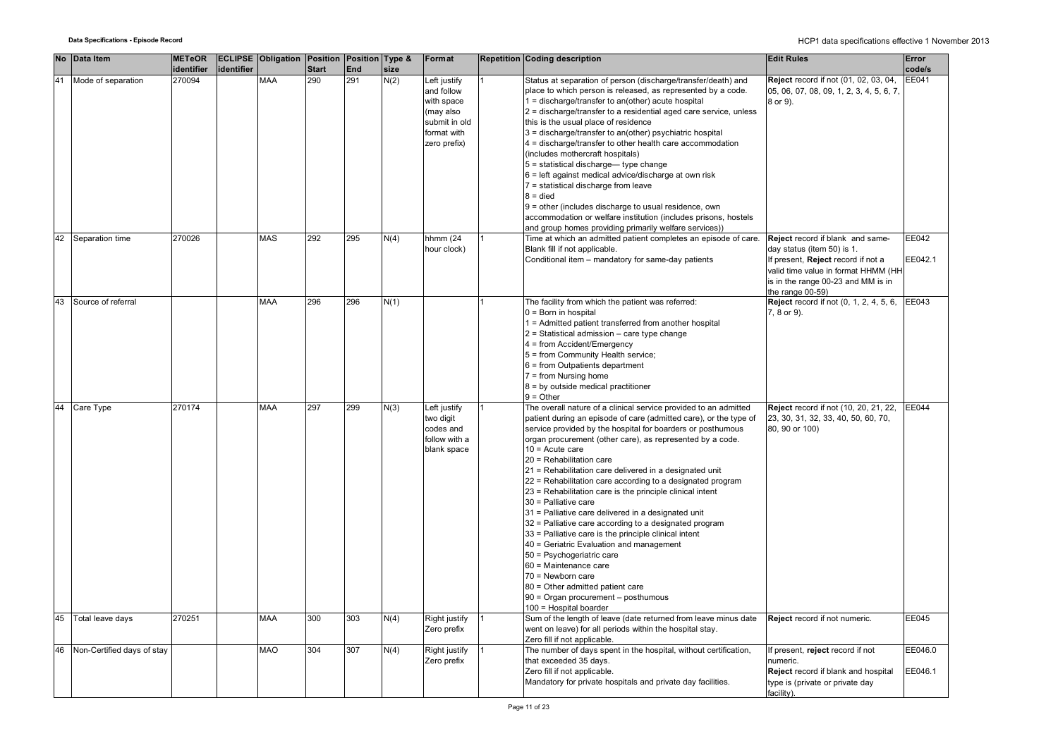| No | Data Item | METeOR identifier | ECLIPSE identifier | Obligation | Position Start | Position End | Type & size | Format | Repetition | Coding description | Edit Rules | Error code/s |
|---|---|---|---|---|---|---|---|---|---|---|---|---|
| 41 | Mode of separation | 270094 | | MAA | 290 | 291 | N(2) | Left justify and follow with space (may also submit in old format with zero prefix) | 1 | Status at separation of person (discharge/transfer/death) and place to which person is released, as represented by a code.<br>1 = discharge/transfer to an(other) acute hospital<br>2 = discharge/transfer to a residential aged care service, unless this is the usual place of residence<br>3 = discharge/transfer to an(other) psychiatric hospital<br>4 = discharge/transfer to other health care accommodation (includes mothercraft hospitals)<br>5 = statistical discharge— type change<br>6 = left against medical advice/discharge at own risk<br>7 = statistical discharge from leave<br>8 = died<br>9 = other (includes discharge to usual residence, own accommodation or welfare institution (includes prisons, hostels and group homes providing primarily welfare services)) | **Reject** record if not (01, 02, 03, 04, 05, 06, 07, 08, 09, 1, 2, 3, 4, 5, 6, 7, 8 or 9). | EE041 |
| 42 | Separation time | 270026 | | MAS | 292 | 295 | N(4) | hhmm (24 hour clock) | 1 | Time at which an admitted patient completes an episode of care. Blank fill if not applicable.<br>Conditional item – mandatory for same-day patients | **Reject** record if blank and same-day status (item 50) is 1.<br>If present, **Reject** record if not a valid time value in format HHMM (HH is in the range 00-23 and MM is in the range 00-59) | EE042<br>EE042.1 |
| 43 | Source of referral | | | MAA | 296 | 296 | N(1) | | 1 | The facility from which the patient was referred:<br>0 = Born in hospital<br>1 = Admitted patient transferred from another hospital<br>2 = Statistical admission – care type change<br>4 = from Accident/Emergency<br>5 = from Community Health service;<br>6 = from Outpatients department<br>7 = from Nursing home<br>8 = by outside medical practitioner<br>9 = Other | **Reject** record if not (0, 1, 2, 4, 5, 6, 7, 8 or 9). | EE043 |
| 44 | Care Type | 270174 | | MAA | 297 | 299 | N(3) | Left justify two digit codes and follow with a blank space | 1 | The overall nature of a clinical service provided to an admitted patient during an episode of care (admitted care), or the type of service provided by the hospital for boarders or posthumous organ procurement (other care), as represented by a code.<br>10 = Acute care<br>20 = Rehabilitation care<br>21 = Rehabilitation care delivered in a designated unit<br>22 = Rehabilitation care according to a designated program<br>23 = Rehabilitation care is the principle clinical intent<br>30 = Palliative care<br>31 = Palliative care delivered in a designated unit<br>32 = Palliative care according to a designated program<br>33 = Palliative care is the principle clinical intent<br>40 = Geriatric Evaluation and management<br>50 = Psychogeriatric care<br>60 = Maintenance care<br>70 = Newborn care<br>80 = Other admitted patient care<br>90 = Organ procurement – posthumous<br>100 = Hospital boarder | **Reject** record if not (10, 20, 21, 22, 23, 30, 31, 32, 33, 40, 50, 60, 70, 80, 90 or 100) | EE044 |
| 45 | Total leave days | 270251 | | MAA | 300 | 303 | N(4) | Right justify Zero prefix | 1 | Sum of the length of leave (date returned from leave minus date went on leave) for all periods within the hospital stay.<br>Zero fill if not applicable. | **Reject** record if not numeric. | EE045 |
| 46 | Non-Certified days of stay | | | MAO | 304 | 307 | N(4) | Right justify Zero prefix | 1 | The number of days spent in the hospital, without certification, that exceeded 35 days.<br>Zero fill if not applicable.<br>Mandatory for private hospitals and private day facilities. | If present, **reject** record if not numeric.<br>**Reject** record if blank and hospital type is (private or private day facility). | EE046.0<br>EE046.1 |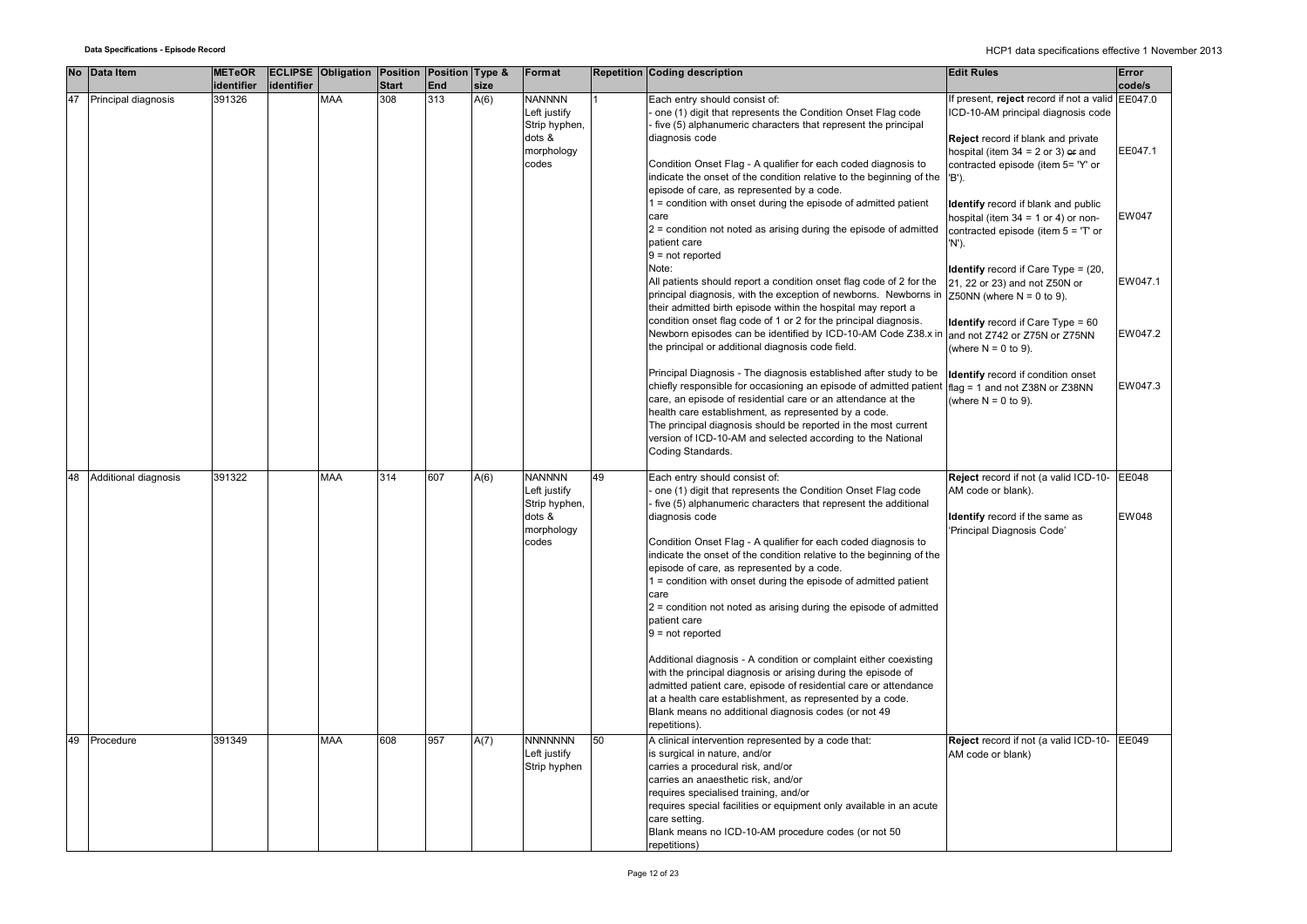| No | Data Item | METeOR identifier | ECLIPSE identifier | Obligation | Position Start | Position End | Type & size | Format | Repetition | Coding description | Edit Rules | Error code/s |
|---|---|---|---|---|---|---|---|---|---|---|---|---|
| 47 | Principal diagnosis | 391326 | | MAA | 308 | 313 | A(6) | NANNNN Left justify Strip hyphen, dots & morphology codes | 1 | Each entry should consist of:<br>- one (1) digit that represents the Condition Onset Flag code<br>- five (5) alphanumeric characters that represent the principal diagnosis code<br><br>Condition Onset Flag - A qualifier for each coded diagnosis to indicate the onset of the condition relative to the beginning of the episode of care, as represented by a code.<br>1 = condition with onset during the episode of admitted patient care<br>2 = condition not noted as arising during the episode of admitted patient care<br>9 = not reported<br>Note:<br>All patients should report a condition onset flag code of 2 for the principal diagnosis, with the exception of newborns. Newborns in their admitted birth episode within the hospital may report a condition onset flag code of 1 or 2 for the principal diagnosis. Newborn episodes can be identified by ICD-10-AM Code Z38.x in the principal or additional diagnosis code field.<br><br>Principal Diagnosis - The diagnosis established after study to be chiefly responsible for occasioning an episode of admitted patient care, an episode of residential care or an attendance at the health care establishment, as represented by a code.<br>The principal diagnosis should be reported in the most current version of ICD-10-AM and selected according to the National Coding Standards. | If present, **reject** record if not a valid ICD-10-AM principal diagnosis code<br><br>**Reject** record if blank and private hospital (item 34 = 2 or 3) ~~or~~ and contracted episode (item 5= 'Y' or 'B').<br><br>**Identify** record if blank and public hospital (item 34 = 1 or 4) or non-contracted episode (item 5 = 'T' or 'N').<br><br>**Identify** record if Care Type = (20, 21, 22 or 23) and not Z50N or Z50NN (where N = 0 to 9).<br><br>**Identify** record if Care Type = 60 and not Z742 or Z75N or Z75NN (where N = 0 to 9).<br><br>**Identify** record if condition onset flag = 1 and not Z38N or Z38NN (where N = 0 to 9). | EE047.0<br><br>EE047.1<br><br>EW047<br><br>EW047.1<br><br>EW047.2<br><br>EW047.3 |
| 48 | Additional diagnosis | 391322 | | MAA | 314 | 607 | A(6) | NANNNN Left justify Strip hyphen, dots & morphology codes | 49 | Each entry should consist of:<br>- one (1) digit that represents the Condition Onset Flag code<br>- five (5) alphanumeric characters that represent the additional diagnosis code<br><br>Condition Onset Flag - A qualifier for each coded diagnosis to indicate the onset of the condition relative to the beginning of the episode of care, as represented by a code.<br>1 = condition with onset during the episode of admitted patient care<br>2 = condition not noted as arising during the episode of admitted patient care<br>9 = not reported<br><br>Additional diagnosis - A condition or complaint either coexisting with the principal diagnosis or arising during the episode of admitted patient care, episode of residential care or attendance at a health care establishment, as represented by a code.<br>Blank means no additional diagnosis codes (or not 49 repetitions). | **Reject** record if not (a valid ICD-10-AM code or blank).<br><br>**Identify** record if the same as 'Principal Diagnosis Code' | EE048<br><br>EW048 |
| 49 | Procedure | 391349 | | MAA | 608 | 957 | A(7) | NNNNNNN Left justify Strip hyphen | 50 | A clinical intervention represented by a code that:<br>is surgical in nature, and/or<br>carries a procedural risk, and/or<br>carries an anaesthetic risk, and/or<br>requires specialised training, and/or<br>requires special facilities or equipment only available in an acute care setting.<br>Blank means no ICD-10-AM procedure codes (or not 50 repetitions) | **Reject** record if not (a valid ICD-10-AM code or blank) | EE049 |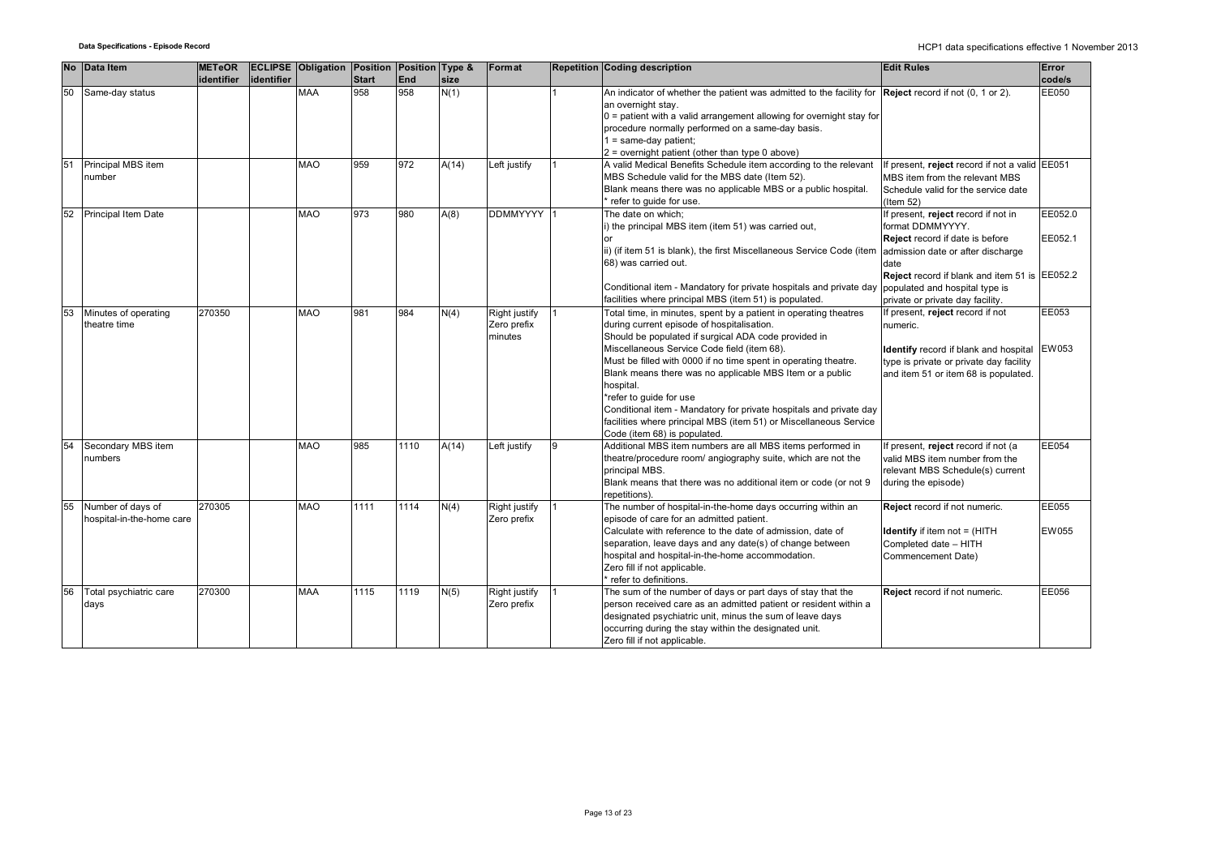| No | Data Item | METeOR identifier | ECLIPSE identifier | Obligation | Position Start | Position End | Type & size | Format | Repetition | Coding description | Edit Rules | Error code/s |
|---|---|---|---|---|---|---|---|---|---|---|---|---|
| 50 | Same-day status | | | MAA | 958 | 958 | N(1) | | 1 | An indicator of whether the patient was admitted to the facility for an overnight stay.<br>0 = patient with a valid arrangement allowing for overnight stay for procedure normally performed on a same-day basis.<br>1 = same-day patient;<br>2 = overnight patient (other than type 0 above) | **Reject** record if not (0, 1 or 2). | EE050 |
| 51 | Principal MBS item number | | | MAO | 959 | 972 | A(14) | Left justify | 1 | A valid Medical Benefits Schedule item according to the relevant MBS Schedule valid for the MBS date (Item 52).<br>Blank means there was no applicable MBS or a public hospital.<br>* refer to guide for use. | If present, **reject** record if not a valid MBS item from the relevant MBS Schedule valid for the service date (Item 52) | EE051 |
| 52 | Principal Item Date | | | MAO | 973 | 980 | A(8) | DDMMYYYY | 1 | The date on which;<br>i) the principal MBS item (item 51) was carried out,<br>or<br>ii) (if item 51 is blank), the first Miscellaneous Service Code (item 68) was carried out.<br><br>Conditional item - Mandatory for private hospitals and private day facilities where principal MBS (item 51) is populated. | If present, **reject** record if not in format DDMMYYYY.<br>**Reject** record if date is before admission date or after discharge date<br>**Reject** record if blank and item 51 is populated and hospital type is private or private day facility. | EE052.0<br><br>EE052.1<br><br>EE052.2 |
| 53 | Minutes of operating theatre time | 270350 | | MAO | 981 | 984 | N(4) | Right justify Zero prefix minutes | 1 | Total time, in minutes, spent by a patient in operating theatres during current episode of hospitalisation.<br>Should be populated if surgical ADA code provided in Miscellaneous Service Code field (item 68).<br>Must be filled with 0000 if no time spent in operating theatre.<br>Blank means there was no applicable MBS Item or a public hospital.<br>*refer to guide for use<br>Conditional item - Mandatory for private hospitals and private day facilities where principal MBS (item 51) or Miscellaneous Service Code (item 68) is populated. | If present, **reject** record if not numeric.<br><br>**Identify** record if blank and hospital type is private or private day facility and item 51 or item 68 is populated. | EE053<br><br>EW053 |
| 54 | Secondary MBS item numbers | | | MAO | 985 | 1110 | A(14) | Left justify | 9 | Additional MBS item numbers are all MBS items performed in theatre/procedure room/ angiography suite, which are not the principal MBS.<br>Blank means that there was no additional item or code (or not 9 repetitions). | If present, **reject** record if not (a valid MBS item number from the relevant MBS Schedule(s) current during the episode) | EE054 |
| 55 | Number of days of hospital-in-the-home care | 270305 | | MAO | 1111 | 1114 | N(4) | Right justify Zero prefix | 1 | The number of hospital-in-the-home days occurring within an episode of care for an admitted patient.<br>Calculate with reference to the date of admission, date of separation, leave days and any date(s) of change between hospital and hospital-in-the-home accommodation.<br>Zero fill if not applicable.<br>* refer to definitions. | **Reject** record if not numeric.<br><br>**Identify** if item not = (HITH Completed date – HITH Commencement Date) | EE055<br><br>EW055 |
| 56 | Total psychiatric care days | 270300 | | MAA | 1115 | 1119 | N(5) | Right justify Zero prefix | 1 | The sum of the number of days or part days of stay that the person received care as an admitted patient or resident within a designated psychiatric unit, minus the sum of leave days occurring during the stay within the designated unit.<br>Zero fill if not applicable. | **Reject** record if not numeric. | EE056 |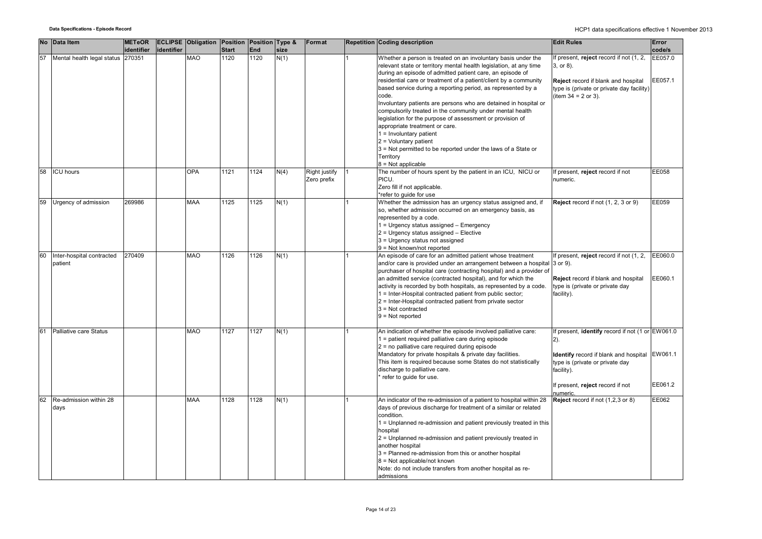| No | Data Item | METeOR identifier | ECLIPSE identifier | Obligation | Position Start | Position End | Type & size | Format | Repetition | Coding description | Edit Rules | Error code/s |
|---|---|---|---|---|---|---|---|---|---|---|---|---|
| 57 | Mental health legal status | 270351 | | MAO | 1120 | 1120 | N(1) | | 1 | Whether a person is treated on an involuntary basis under the relevant state or territory mental health legislation, at any time during an episode of admitted patient care, an episode of residential care or treatment of a patient/client by a community based service during a reporting period, as represented by a code.<br>Involuntary patients are persons who are detained in hospital or compulsorily treated in the community under mental health legislation for the purpose of assessment or provision of appropriate treatment or care.<br>1 = Involuntary patient<br>2 = Voluntary patient<br>3 = Not permitted to be reported under the laws of a State or Territory<br>8 = Not applicable | If present, **reject** record if not (1, 2, 3, or 8).<br><br>**Reject** record if blank and hospital type is (private or private day facility) (item 34 = 2 or 3). | EE057.0<br><br>EE057.1 |
| 58 | ICU hours | | | OPA | 1121 | 1124 | N(4) | Right justify Zero prefix | 1 | The number of hours spent by the patient in an ICU, NICU or PICU.<br>Zero fill if not applicable.<br>*refer to guide for use | If present, **reject** record if not numeric. | EE058 |
| 59 | Urgency of admission | 269986 | | MAA | 1125 | 1125 | N(1) | | 1 | Whether the admission has an urgency status assigned and, if so, whether admission occurred on an emergency basis, as represented by a code.<br>1 = Urgency status assigned – Emergency<br>2 = Urgency status assigned – Elective<br>3 = Urgency status not assigned<br>9 = Not known/not reported | **Reject** record if not (1, 2, 3 or 9) | EE059 |
| 60 | Inter-hospital contracted patient | 270409 | | MAO | 1126 | 1126 | N(1) | | 1 | An episode of care for an admitted patient whose treatment and/or care is provided under an arrangement between a hospital purchaser of hospital care (contracting hospital) and a provider of an admitted service (contracted hospital), and for which the activity is recorded by both hospitals, as represented by a code.<br>1 = Inter-Hospital contracted patient from public sector;<br>2 = Inter-Hospital contracted patient from private sector<br>3 = Not contracted<br>9 = Not reported | If present, **reject** record if not (1, 2, 3 or 9).<br><br>**Reject** record if blank and hospital type is (private or private day facility). | EE060.0<br><br>EE060.1 |
| 61 | Palliative care Status | | | MAO | 1127 | 1127 | N(1) | | 1 | An indication of whether the episode involved palliative care:<br>1 = patient required palliative care during episode<br>2 = no palliative care required during episode<br>Mandatory for private hospitals & private day facilities.<br>This item is required because some States do not statistically discharge to palliative care.<br>* refer to guide for use. | If present, **identify** record if not (1 or 2).<br><br>**Identify** record if blank and hospital type is (private or private day facility).<br><br>If present, **reject** record if not numeric. | EW061.0<br><br>EW061.1<br><br>EE061.2 |
| 62 | Re-admission within 28 days | | | MAA | 1128 | 1128 | N(1) | | 1 | An indicator of the re-admission of a patient to hospital within 28 days of previous discharge for treatment of a similar or related condition.<br>1 = Unplanned re-admission and patient previously treated in this hospital<br>2 = Unplanned re-admission and patient previously treated in another hospital<br>3 = Planned re-admission from this or another hospital<br>8 = Not applicable/not known<br>Note: do not include transfers from another hospital as re-admissions | **Reject** record if not (1,2,3 or 8) | EE062 |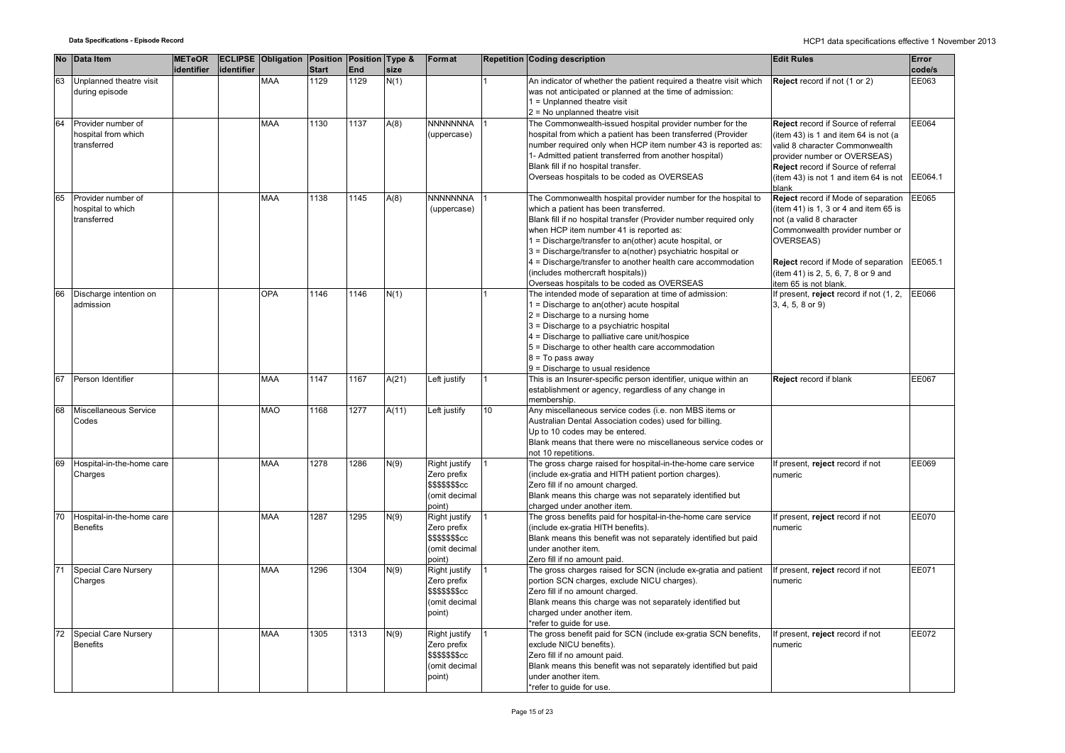| No | Data Item | METeOR identifier | ECLIPSE identifier | Obligation | Position Start | Position End | Type & size | Format | Repetition | Coding description | Edit Rules | Error code/s |
|---|---|---|---|---|---|---|---|---|---|---|---|---|
| 63 | Unplanned theatre visit during episode | | | MAA | 1129 | 1129 | N(1) | | 1 | An indicator of whether the patient required a theatre visit which was not anticipated or planned at the time of admission:<br>1 = Unplanned theatre visit<br>2 = No unplanned theatre visit | **Reject** record if not (1 or 2) | EE063 |
| 64 | Provider number of hospital from which transferred | | | MAA | 1130 | 1137 | A(8) | NNNNNNNA (uppercase) | 1 | The Commonwealth-issued hospital provider number for the hospital from which a patient has been transferred (Provider number required only when HCP item number 43 is reported as:<br>1- Admitted patient transferred from another hospital)<br>Blank fill if no hospital transfer.<br>Overseas hospitals to be coded as OVERSEAS | **Reject** record if Source of referral (item 43) is 1 and item 64 is not (a valid 8 character Commonwealth provider number or OVERSEAS)<br>**Reject** record if Source of referral (item 43) is not 1 and item 64 is not blank | EE064<br><br>EE064.1 |
| 65 | Provider number of hospital to which transferred | | | MAA | 1138 | 1145 | A(8) | NNNNNNNA (uppercase) | 1 | The Commonwealth hospital provider number for the hospital to which a patient has been transferred.<br>Blank fill if no hospital transfer (Provider number required only when HCP item number 41 is reported as:<br>1 = Discharge/transfer to an(other) acute hospital, or<br>3 = Discharge/transfer to a(nother) psychiatric hospital or<br>4 = Discharge/transfer to another health care accommodation (includes mothercraft hospitals))<br>Overseas hospitals to be coded as OVERSEAS | **Reject** record if Mode of separation (item 41) is 1, 3 or 4 and item 65 is not (a valid 8 character Commonwealth provider number or OVERSEAS)<br><br>**Reject** record if Mode of separation (item 41) is 2, 5, 6, 7, 8 or 9 and item 65 is not blank. | EE065<br><br>EE065.1 |
| 66 | Discharge intention on admission | | | OPA | 1146 | 1146 | N(1) | | 1 | The intended mode of separation at time of admission:<br>1 = Discharge to an(other) acute hospital<br>2 = Discharge to a nursing home<br>3 = Discharge to a psychiatric hospital<br>4 = Discharge to palliative care unit/hospice<br>5 = Discharge to other health care accommodation<br>8 = To pass away<br>9 = Discharge to usual residence | If present, **reject** record if not (1, 2, 3, 4, 5, 8 or 9) | EE066 |
| 67 | Person Identifier | | | MAA | 1147 | 1167 | A(21) | Left justify | 1 | This is an Insurer-specific person identifier, unique within an establishment or agency, regardless of any change in membership. | **Reject** record if blank | EE067 |
| 68 | Miscellaneous Service Codes | | | MAO | 1168 | 1277 | A(11) | Left justify | 10 | Any miscellaneous service codes (i.e. non MBS items or Australian Dental Association codes) used for billing.<br>Up to 10 codes may be entered.<br>Blank means that there were no miscellaneous service codes or not 10 repetitions. | | |
| 69 | Hospital-in-the-home care Charges | | | MAA | 1278 | 1286 | N(9) | Right justify Zero prefix $$$$$$$cc (omit decimal point) | 1 | The gross charge raised for hospital-in-the-home care service (include ex-gratia and HITH patient portion charges).<br>Zero fill if no amount charged.<br>Blank means this charge was not separately identified but charged under another item. | If present, **reject** record if not numeric | EE069 |
| 70 | Hospital-in-the-home care Benefits | | | MAA | 1287 | 1295 | N(9) | Right justify Zero prefix $$$$$$$cc (omit decimal point) | 1 | The gross benefits paid for hospital-in-the-home care service (include ex-gratia HITH benefits).<br>Blank means this benefit was not separately identified but paid under another item.<br>Zero fill if no amount paid. | If present, **reject** record if not numeric | EE070 |
| 71 | Special Care Nursery Charges | | | MAA | 1296 | 1304 | N(9) | Right justify Zero prefix $$$$$$$cc (omit decimal point) | 1 | The gross charges raised for SCN (include ex-gratia and patient portion SCN charges, exclude NICU charges).<br>Zero fill if no amount charged.<br>Blank means this charge was not separately identified but charged under another item.<br>*refer to guide for use. | If present, **reject** record if not numeric | EE071 |
| 72 | Special Care Nursery Benefits | | | MAA | 1305 | 1313 | N(9) | Right justify Zero prefix $$$$$$$cc (omit decimal point) | 1 | The gross benefit paid for SCN (include ex-gratia SCN benefits, exclude NICU benefits).<br>Zero fill if no amount paid.<br>Blank means this benefit was not separately identified but paid under another item.<br>*refer to guide for use. | If present, **reject** record if not numeric | EE072 |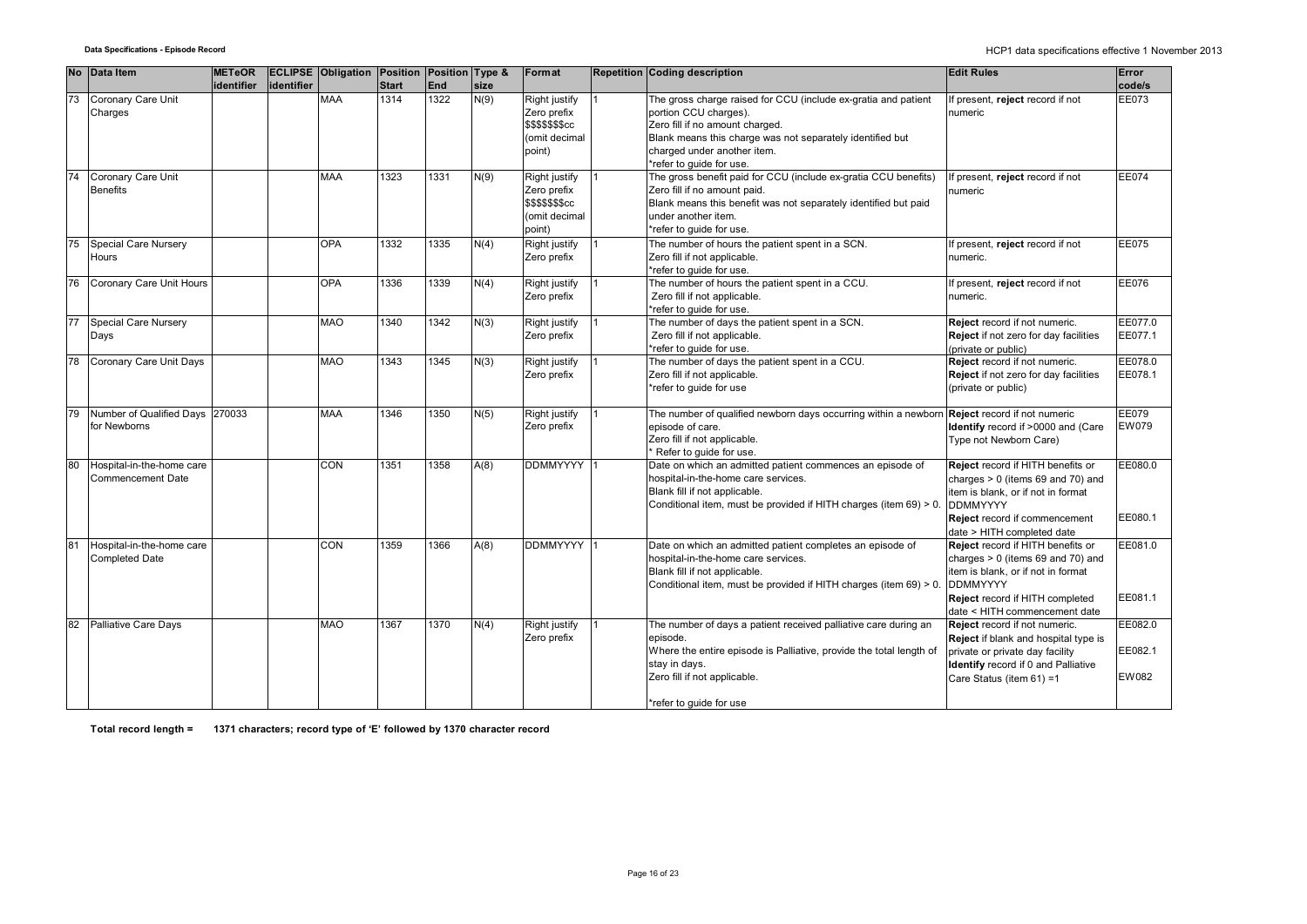| No | Data Item | METeOR identifier | ECLIPSE identifier | Obligation | Position Start | Position End | Type & size | Format | Repetition | Coding description | Edit Rules | Error code/s |
|---|---|---|---|---|---|---|---|---|---|---|---|---|
| 73 | Coronary Care Unit Charges | | | MAA | 1314 | 1322 | N(9) | Right justify Zero prefix $$$$$$$cc (omit decimal point) | 1 | The gross charge raised for CCU (include ex-gratia and patient portion CCU charges). Zero fill if no amount charged. Blank means this charge was not separately identified but charged under another item. *refer to guide for use. | If present, **reject** record if not numeric | EE073 |
| 74 | Coronary Care Unit Benefits | | | MAA | 1323 | 1331 | N(9) | Right justify Zero prefix $$$$$$$cc (omit decimal point) | 1 | The gross benefit paid for CCU (include ex-gratia CCU benefits) Zero fill if no amount paid. Blank means this benefit was not separately identified but paid under another item. *refer to guide for use. | If present, **reject** record if not numeric | EE074 |
| 75 | Special Care Nursery Hours | | | OPA | 1332 | 1335 | N(4) | Right justify Zero prefix | 1 | The number of hours the patient spent in a SCN. Zero fill if not applicable. *refer to guide for use. | If present, **reject** record if not numeric. | EE075 |
| 76 | Coronary Care Unit Hours | | | OPA | 1336 | 1339 | N(4) | Right justify Zero prefix | 1 | The number of hours the patient spent in a CCU. Zero fill if not applicable. *refer to guide for use. | If present, **reject** record if not numeric. | EE076 |
| 77 | Special Care Nursery Days | | | MAO | 1340 | 1342 | N(3) | Right justify Zero prefix | 1 | The number of days the patient spent in a SCN. Zero fill if not applicable. *refer to guide for use. | **Reject** record if not numeric. **Reject** if not zero for day facilities (private or public) | EE077.0 EE077.1 |
| 78 | Coronary Care Unit Days | | | MAO | 1343 | 1345 | N(3) | Right justify Zero prefix | 1 | The number of days the patient spent in a CCU. Zero fill if not applicable. *refer to guide for use | **Reject** record if not numeric. **Reject** if not zero for day facilities (private or public) | EE078.0 EE078.1 |
| 79 | Number of Qualified Days for Newborns | 270033 | | MAA | 1346 | 1350 | N(5) | Right justify Zero prefix | 1 | The number of qualified newborn days occurring within a newborn episode of care. Zero fill if not applicable. * Refer to guide for use. | **Reject** record if not numeric **Identify** record if >0000 and (Care Type not Newborn Care) | EE079 EW079 |
| 80 | Hospital-in-the-home care Commencement Date | | | CON | 1351 | 1358 | A(8) | DDMMYYYY | 1 | Date on which an admitted patient commences an episode of hospital-in-the-home care services. Blank fill if not applicable. Conditional item, must be provided if HITH charges (item 69) > 0. | **Reject** record if HITH benefits or charges > 0 (items 69 and 70) and item is blank, or if not in format DDMMYYYY **Reject** record if commencement date > HITH completed date | EE080.0 EE080.1 |
| 81 | Hospital-in-the-home care Completed Date | | | CON | 1359 | 1366 | A(8) | DDMMYYYY | 1 | Date on which an admitted patient completes an episode of hospital-in-the-home care services. Blank fill if not applicable. Conditional item, must be provided if HITH charges (item 69) > 0. | **Reject** record if HITH benefits or charges > 0 (items 69 and 70) and item is blank, or if not in format DDMMYYYY **Reject** record if HITH completed date < HITH commencement date | EE081.0 EE081.1 |
| 82 | Palliative Care Days | | | MAO | 1367 | 1370 | N(4) | Right justify Zero prefix | 1 | The number of days a patient received palliative care during an episode. Where the entire episode is Palliative, provide the total length of stay in days. Zero fill if not applicable. *refer to guide for use | **Reject** record if not numeric. **Reject** if blank and hospital type is private or private day facility **Identify** record if 0 and Palliative Care Status (item 61) =1 | EE082.0 EE082.1 EW082 |

**Total record length = 1371 characters; record type of 'E' followed by 1370 character record**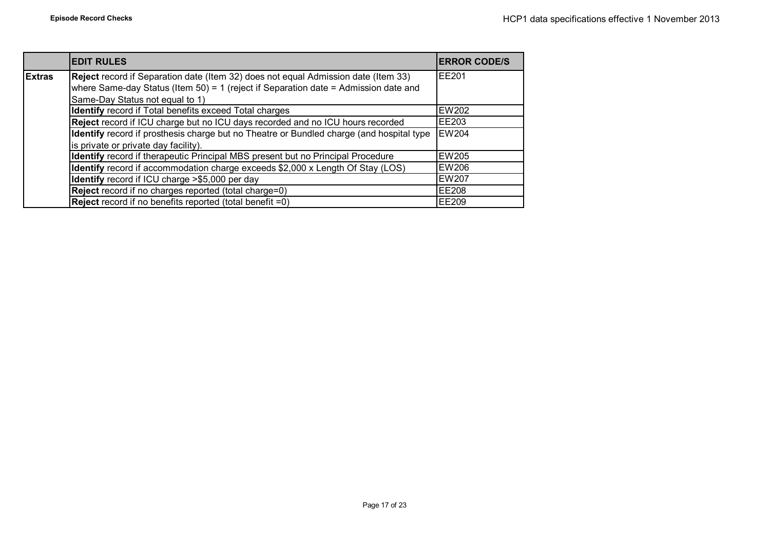| | EDIT RULES | ERROR CODE/S |
|---|---|---|
| **Extras** | **Reject** record if Separation date (Item 32) does not equal Admission date (Item 33) where Same-day Status (Item 50) = 1 (reject if Separation date = Admission date and Same-Day Status not equal to 1) | EE201 |
| | **Identify** record if Total benefits exceed Total charges | EW202 |
| | **Reject** record if ICU charge but no ICU days recorded and no ICU hours recorded | EE203 |
| | **Identify** record if prosthesis charge but no Theatre or Bundled charge (and hospital type is private or private day facility). | EW204 |
| | **Identify** record if therapeutic Principal MBS present but no Principal Procedure | EW205 |
| | **Identify** record if accommodation charge exceeds $2,000 x Length Of Stay (LOS) | EW206 |
| | **Identify** record if ICU charge >$5,000 per day | EW207 |
| | **Reject** record if no charges reported (total charge=0) | EE208 |
| | **Reject** record if no benefits reported (total benefit =0) | EE209 |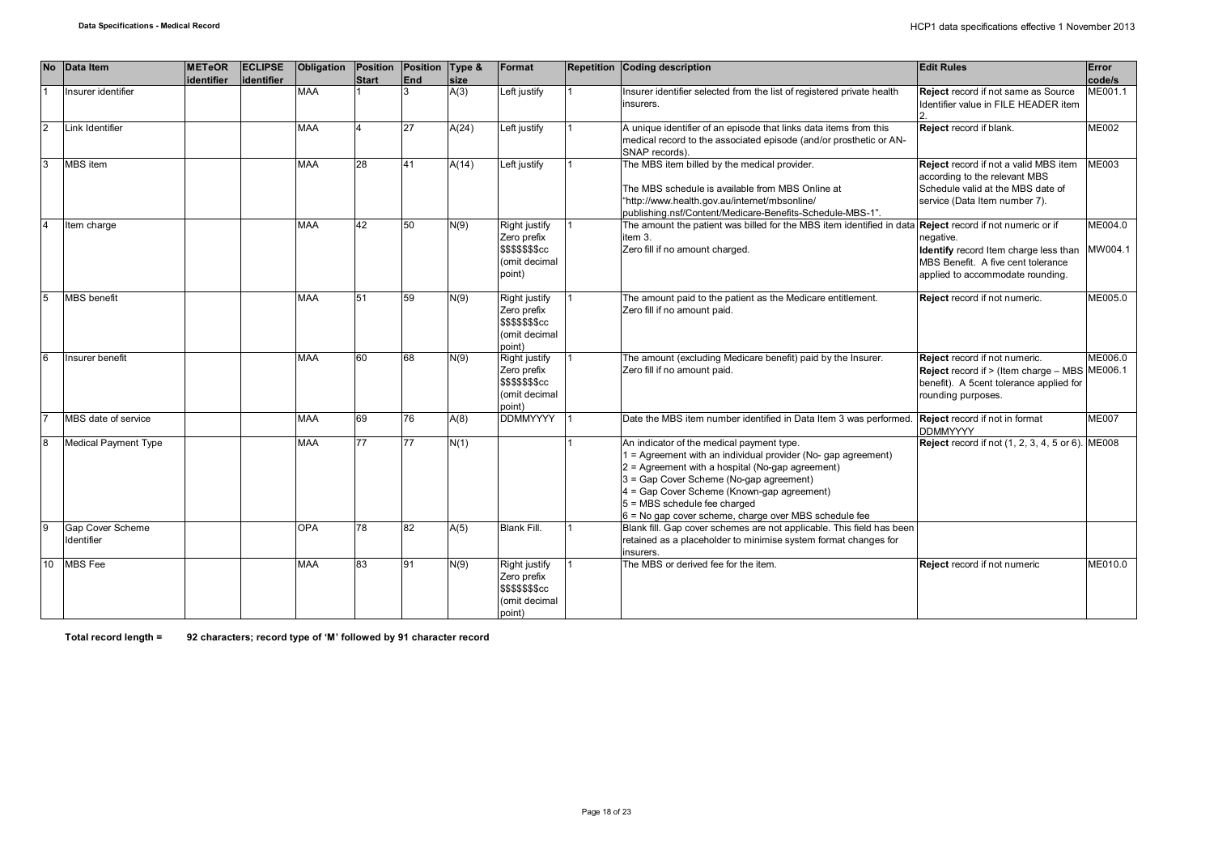| No | Data Item | METeOR identifier | ECLIPSE identifier | Obligation | Position Start | Position End | Type & size | Format | Repetition | Coding description | Edit Rules | Error code/s |
|---|---|---|---|---|---|---|---|---|---|---|---|---|
| 1 | Insurer identifier | | | MAA | 1 | 3 | A(3) | Left justify | 1 | Insurer identifier selected from the list of registered private health insurers. | **Reject** record if not same as Source Identifier value in FILE HEADER item 2. | ME001.1 |
| 2 | Link Identifier | | | MAA | 4 | 27 | A(24) | Left justify | 1 | A unique identifier of an episode that links data items from this medical record to the associated episode (and/or prosthetic or AN-SNAP records). | **Reject** record if blank. | ME002 |
| 3 | MBS item | | | MAA | 28 | 41 | A(14) | Left justify | 1 | The MBS item billed by the medical provider.<br><br>The MBS schedule is available from MBS Online at "http://www.health.gov.au/internet/mbsonline/publishing.nsf/Content/Medicare-Benefits-Schedule-MBS-1". | **Reject** record if not a valid MBS item according to the relevant MBS Schedule valid at the MBS date of service (Data Item number 7). | ME003 |
| 4 | Item charge | | | MAA | 42 | 50 | N(9) | Right justify Zero prefix $$$$$$$cc (omit decimal point) | 1 | The amount the patient was billed for the MBS item identified in data item 3.<br>Zero fill if no amount charged. | **Reject** record if not numeric or if negative.<br>**Identify** record Item charge less than MBS Benefit. A five cent tolerance applied to accommodate rounding. | ME004.0<br><br>MW004.1 |
| 5 | MBS benefit | | | MAA | 51 | 59 | N(9) | Right justify Zero prefix $$$$$$$cc (omit decimal point) | 1 | The amount paid to the patient as the Medicare entitlement.<br>Zero fill if no amount paid. | **Reject** record if not numeric. | ME005.0 |
| 6 | Insurer benefit | | | MAA | 60 | 68 | N(9) | Right justify Zero prefix $$$$$$$cc (omit decimal point) | 1 | The amount (excluding Medicare benefit) paid by the Insurer.<br>Zero fill if no amount paid. | **Reject** record if not numeric.<br>**Reject** record if > (Item charge – MBS benefit). A 5cent tolerance applied for rounding purposes. | ME006.0<br>ME006.1 |
| 7 | MBS date of service | | | MAA | 69 | 76 | A(8) | DDMMYYYY | 1 | Date the MBS item number identified in Data Item 3 was performed. | **Reject** record if not in format DDMMYYYY | ME007 |
| 8 | Medical Payment Type | | | MAA | 77 | 77 | N(1) | | 1 | An indicator of the medical payment type.<br>1 = Agreement with an individual provider (No- gap agreement)<br>2 = Agreement with a hospital (No-gap agreement)<br>3 = Gap Cover Scheme (No-gap agreement)<br>4 = Gap Cover Scheme (Known-gap agreement)<br>5 = MBS schedule fee charged<br>6 = No gap cover scheme, charge over MBS schedule fee | **Reject** record if not (1, 2, 3, 4, 5 or 6). | ME008 |
| 9 | Gap Cover Scheme Identifier | | | OPA | 78 | 82 | A(5) | Blank Fill. | 1 | Blank fill. Gap cover schemes are not applicable. This field has been retained as a placeholder to minimise system format changes for insurers. | | |
| 10 | MBS Fee | | | MAA | 83 | 91 | N(9) | Right justify Zero prefix $$$$$$$cc (omit decimal point) | 1 | The MBS or derived fee for the item. | **Reject** record if not numeric | ME010.0 |

**Total record length = 92 characters; record type of 'M' followed by 91 character record**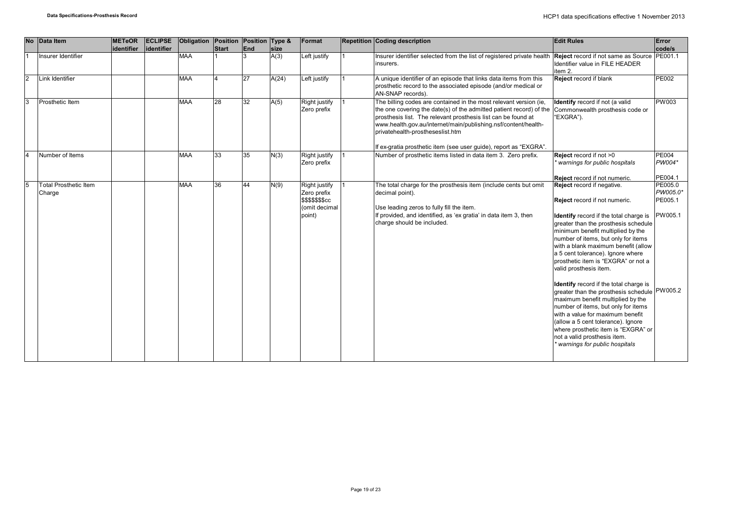| No | Data Item | METeOR identifier | ECLIPSE identifier | Obligation | Position Start | Position End | Type & size | Format | Repetition | Coding description | Edit Rules | Error code/s |
|---|---|---|---|---|---|---|---|---|---|---|---|---|
| 1 | Insurer Identifier | | | MAA | 1 | 3 | A(3) | Left justify | 1 | Insurer identifier selected from the list of registered private health insurers. | **Reject** record if not same as Source Identifier value in FILE HEADER item 2. | PE001.1 |
| 2 | Link Identifier | | | MAA | 4 | 27 | A(24) | Left justify | 1 | A unique identifier of an episode that links data items from this prosthetic record to the associated episode (and/or medical or AN-SNAP records). | **Reject** record if blank | PE002 |
| 3 | Prosthetic Item | | | MAA | 28 | 32 | A(5) | Right justify Zero prefix | 1 | The billing codes are contained in the most relevant version (ie, the one covering the date(s) of the admitted patient record) of the prosthesis list. The relevant prosthesis list can be found at www.health.gov.au/internet/main/publishing.nsf/content/health-privatehealth-prostheseslist.htm<br><br>If ex-gratia prosthetic item (see user guide), report as "EXGRA". | **Identify** record if not (a valid Commonwealth prosthesis code or "EXGRA"). | PW003 |
| 4 | Number of Items | | | MAA | 33 | 35 | N(3) | Right justify Zero prefix | 1 | Number of prosthetic items listed in data item 3. Zero prefix. | **Reject** record if not >0<br>*\* warnings for public hospitals*<br><br>**Reject** record if not numeric. | PE004<br>*PW004\**<br><br>PE004.1 |
| 5 | Total Prosthetic Item Charge | | | MAA | 36 | 44 | N(9) | Right justify Zero prefix $$$$$$$cc (omit decimal point) | 1 | The total charge for the prosthesis item (include cents but omit decimal point).<br><br>Use leading zeros to fully fill the item.<br>If provided, and identified, as 'ex gratia' in data item 3, then charge should be included. | **Reject** record if negative.<br><br>**Reject** record if not numeric.<br><br>**Identify** record if the total charge is greater than the prosthesis schedule minimum benefit multiplied by the number of items, but only for items with a blank maximum benefit (allow a 5 cent tolerance). Ignore where prosthetic item is "EXGRA" or not a valid prosthesis item.<br><br>**Identify** record if the total charge is greater than the prosthesis schedule maximum benefit multiplied by the number of items, but only for items with a value for maximum benefit (allow a 5 cent tolerance). Ignore where prosthetic item is "EXGRA" or not a valid prosthesis item.<br>*\* warnings for public hospitals* | PE005.0<br>*PW005.0\**<br>PE005.1<br><br>PW005.1<br><br>PW005.2 |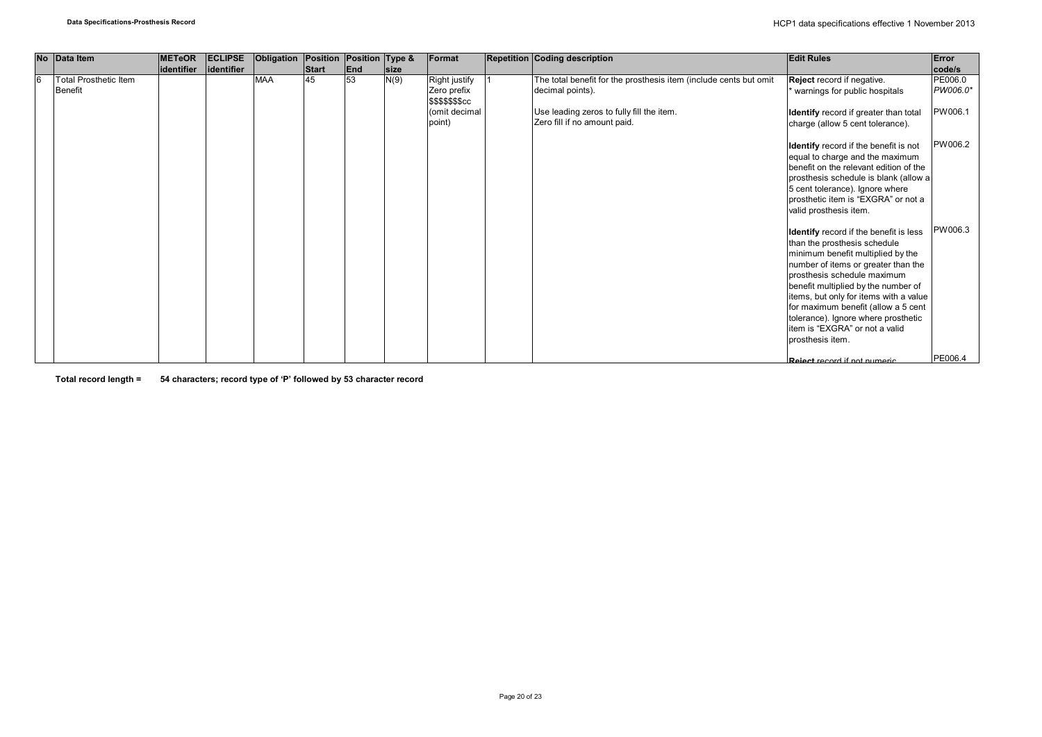| No | Data Item | METeOR identifier | ECLIPSE identifier | Obligation | Position Start | Position End | Type & size | Format | Repetition | Coding description | Edit Rules | Error code/s |
|---|---|---|---|---|---|---|---|---|---|---|---|---|
| 6 | Total Prosthetic Item Benefit | | | MAA | 45 | 53 | N(9) | Right justify Zero prefix $$$$$$$cc (omit decimal point) | 1 | The total benefit for the prosthesis item (include cents but omit decimal points).<br><br>Use leading zeros to fully fill the item.<br>Zero fill if no amount paid. | **Reject** record if negative.<br>* warnings for public hospitals | PE006.0<br>*PW006.0** |
| | | | | | | | | | | | **Identify** record if greater than total charge (allow 5 cent tolerance). | PW006.1 |
| | | | | | | | | | | | **Identify** record if the benefit is not equal to charge and the maximum benefit on the relevant edition of the prosthesis schedule is blank (allow a 5 cent tolerance). Ignore where prosthetic item is "EXGRA" or not a valid prosthesis item. | PW006.2 |
| | | | | | | | | | | | **Identify** record if the benefit is less than the prosthesis schedule minimum benefit multiplied by the number of items or greater than the prosthesis schedule maximum benefit multiplied by the number of items, but only for items with a value for maximum benefit (allow a 5 cent tolerance). Ignore where prosthetic item is "EXGRA" or not a valid prosthesis item. | PW006.3 |
| | | | | | | | | | | | **Reject** record if not numeric | PE006.4 |

**Total record length = 54 characters; record type of 'P' followed by 53 character record**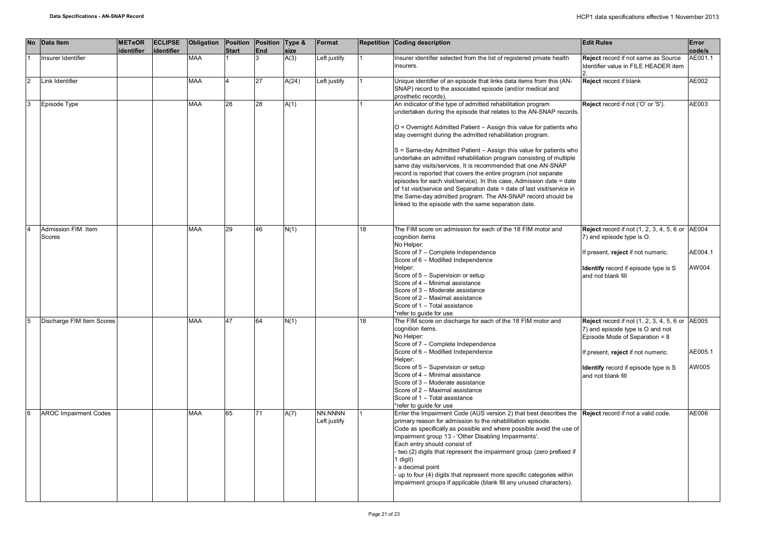| No | Data Item | METeOR identifier | ECLIPSE identifier | Obligation | Position Start | Position End | Type & size | Format | Repetition | Coding description | Edit Rules | Error code/s |
|---|---|---|---|---|---|---|---|---|---|---|---|---|
| 1 | Insurer Identifier | | | MAA | 1 | 3 | A(3) | Left justify | 1 | Insurer identifier selected from the list of registered private health insurers. | **Reject** record if not same as Source Identifier value in FILE HEADER item 2. | AE001.1 |
| 2 | Link Identifier | | | MAA | 4 | 27 | A(24) | Left justify | 1 | Unique identifier of an episode that links data items from this (AN-SNAP) record to the associated episode (and/or medical and prosthetic records). | **Reject** record if blank | AE002 |
| 3 | Episode Type | | | MAA | 28 | 28 | A(1) | | 1 | An indicator of the type of admitted rehabilitation program undertaken during the episode that relates to the AN-SNAP records.<br><br>O = Overnight Admitted Patient – Assign this value for patients who stay overnight during the admitted rehabilitation program.<br><br>S = Same-day Admitted Patient – Assign this value for patients who undertake an admitted rehabilitation program consisting of multiple same day visits/services. It is recommended that one AN-SNAP record is reported that covers the entire program (not separate episodes for each visit/service). In this case, Admission date = date of 1st visit/service and Separation date = date of last visit/service in the Same-day admitted program. The AN-SNAP record should be linked to the episode with the same separation date. | **Reject** record if not ('O' or 'S'). | AE003 |
| 4 | Admission FIM Item Scores | | | MAA | 29 | 46 | N(1) | | 18 | The FIM score on admission for each of the 18 FIM motor and cognition items<br>No Helper:<br>Score of 7 – Complete Independence<br>Score of 6 – Modified Independence<br>Helper:<br>Score of 5 – Supervision or setup<br>Score of 4 – Minimal assistance<br>Score of 3 – Moderate assistance<br>Score of 2 – Maximal assistance<br>Score of 1 – Total assistance<br>*refer to guide for use | **Reject** record if not (1, 2, 3, 4, 5, 6 or 7) and episode type is O.<br><br>If present, **reject** if not numeric.<br><br>**Identify** record if episode type is S and not blank fill | AE004<br><br>AE004.1<br><br>AW004 |
| 5 | Discharge FIM Item Scores | | | MAA | 47 | 64 | N(1) | | 18 | The FIM score on discharge for each of the 18 FIM motor and cognition items.<br>No Helper:<br>Score of 7 – Complete Independence<br>Score of 6 – Modified Independence<br>Helper:<br>Score of 5 – Supervision or setup<br>Score of 4 – Minimal assistance<br>Score of 3 – Moderate assistance<br>Score of 2 – Maximal assistance<br>Score of 1 – Total assistance<br>*refer to guide for use | **Reject** record if not (1, 2, 3, 4, 5, 6 or 7) and episode type is O and not Episode Mode of Separation = 8<br><br>If present, **reject** if not numeric.<br><br>**Identify** record if episode type is S and not blank fill | AE005<br><br>AE005.1<br><br>AW005 |
| 6 | AROC Impairment Codes | | | MAA | 65 | 71 | A(7) | NN.NNNN Left justify | 1 | Enter the Impairment Code (AUS version 2) that best describes the primary reason for admission to the rehabilitation episode.<br>Code as specifically as possible and where possible avoid the use of impairment group 13 - 'Other Disabling Impairments'.<br>Each entry should consist of:<br>- two (2) digits that represent the impairment group (zero prefixed if 1 digit)<br>- a decimal point<br>- up to four (4) digits that represent more specific categories within impairment groups if applicable (blank fill any unused characters). | **Reject** record if not a valid code. | AE006 |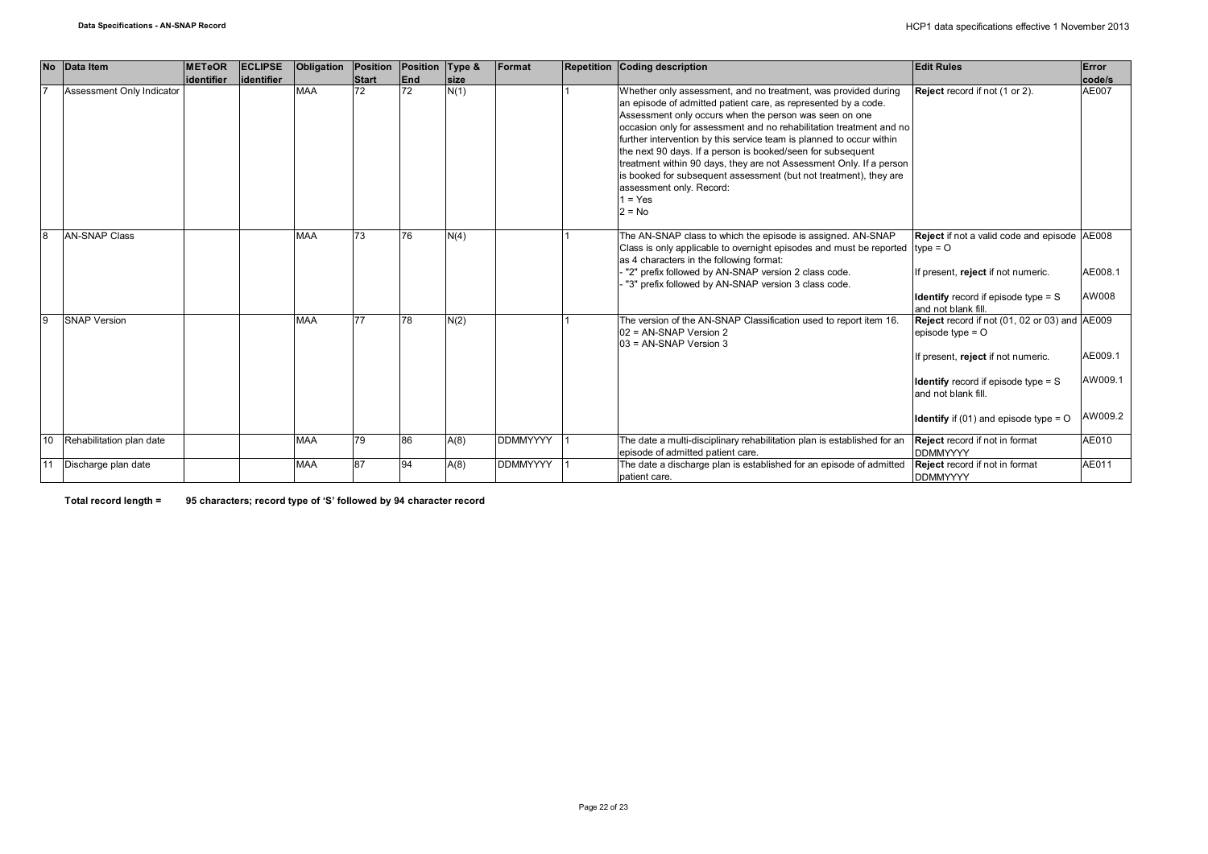| No | Data Item | METeOR identifier | ECLIPSE identifier | Obligation | Position Start | Position End | Type & size | Format | Repetition | Coding description | Edit Rules | Error code/s |
|---|---|---|---|---|---|---|---|---|---|---|---|---|
| 7 | Assessment Only Indicator | | | MAA | 72 | 72 | N(1) | | 1 | Whether only assessment, and no treatment, was provided during an episode of admitted patient care, as represented by a code. Assessment only occurs when the person was seen on one occasion only for assessment and no rehabilitation treatment and no further intervention by this service team is planned to occur within the next 90 days. If a person is booked/seen for subsequent treatment within 90 days, they are not Assessment Only. If a person is booked for subsequent assessment (but not treatment), they are assessment only. Record:<br>1 = Yes<br>2 = No | **Reject** record if not (1 or 2). | AE007 |
| 8 | AN-SNAP Class | | | MAA | 73 | 76 | N(4) | | 1 | The AN-SNAP class to which the episode is assigned. AN-SNAP Class is only applicable to overnight episodes and must be reported as 4 characters in the following format:<br>- "2" prefix followed by AN-SNAP version 2 class code.<br>- "3" prefix followed by AN-SNAP version 3 class code. | **Reject** if not a valid code and episode type = O<br><br>If present, **reject** if not numeric.<br><br>**Identify** record if episode type = S and not blank fill. | AE008<br><br>AE008.1<br><br>AW008 |
| 9 | SNAP Version | | | MAA | 77 | 78 | N(2) | | 1 | The version of the AN-SNAP Classification used to report item 16.<br>02 = AN-SNAP Version 2<br>03 = AN-SNAP Version 3 | **Reject** record if not (01, 02 or 03) and episode type = O<br><br>If present, **reject** if not numeric.<br><br>**Identify** record if episode type = S and not blank fill.<br><br>**Identify** if (01) and episode type = O | AE009<br><br>AE009.1<br><br>AW009.1<br><br>AW009.2 |
| 10 | Rehabilitation plan date | | | MAA | 79 | 86 | A(8) | DDMMYYYY | 1 | The date a multi-disciplinary rehabilitation plan is established for an episode of admitted patient care. | **Reject** record if not in format DDMMYYYY | AE010 |
| 11 | Discharge plan date | | | MAA | 87 | 94 | A(8) | DDMMYYYY | 1 | The date a discharge plan is established for an episode of admitted patient care. | **Reject** record if not in format DDMMYYYY | AE011 |

**Total record length = 95 characters; record type of 'S' followed by 94 character record**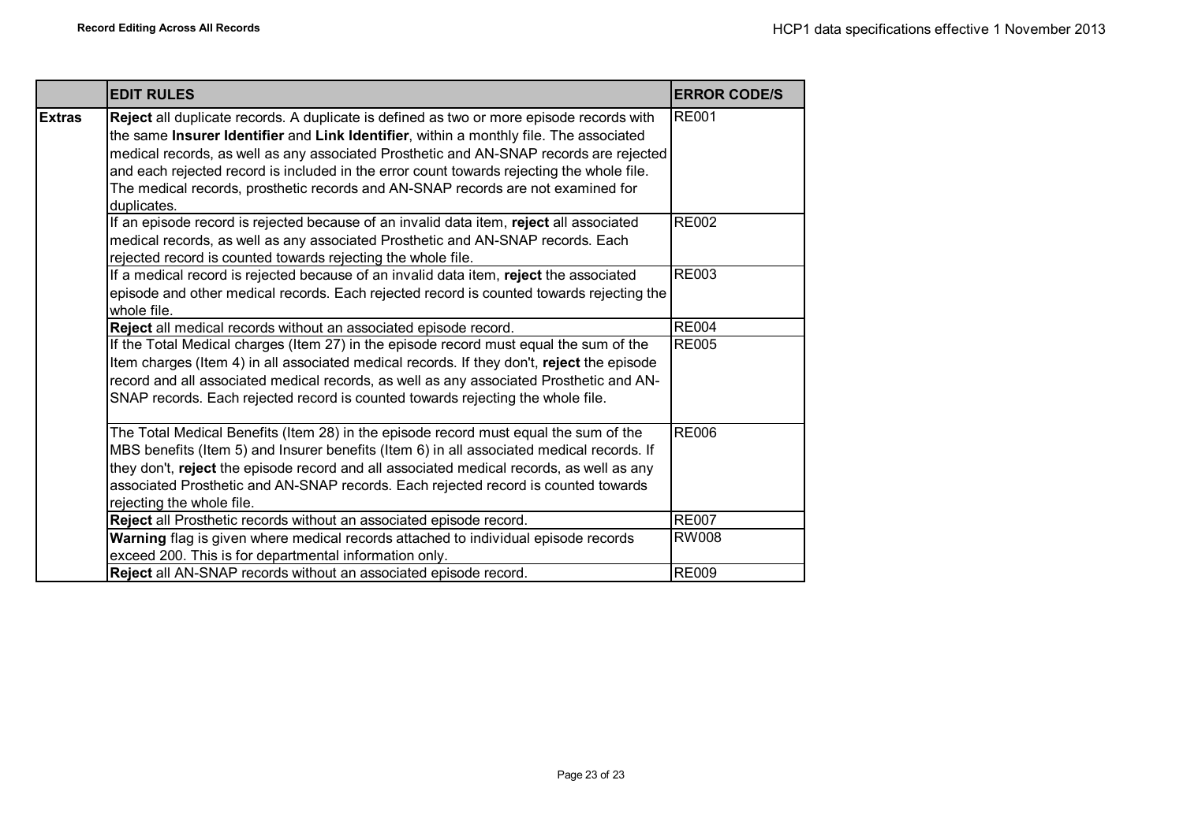| | EDIT RULES | ERROR CODE/S |
|---|---|---|
| **Extras** | **Reject** all duplicate records. A duplicate is defined as two or more episode records with the same **Insurer Identifier** and **Link Identifier**, within a monthly file. The associated medical records, as well as any associated Prosthetic and AN-SNAP records are rejected and each rejected record is included in the error count towards rejecting the whole file. The medical records, prosthetic records and AN-SNAP records are not examined for duplicates. | RE001 |
| | If an episode record is rejected because of an invalid data item, **reject** all associated medical records, as well as any associated Prosthetic and AN-SNAP records. Each rejected record is counted towards rejecting the whole file. | RE002 |
| | If a medical record is rejected because of an invalid data item, **reject** the associated episode and other medical records. Each rejected record is counted towards rejecting the whole file. | RE003 |
| | **Reject** all medical records without an associated episode record. | RE004 |
| | If the Total Medical charges (Item 27) in the episode record must equal the sum of the Item charges (Item 4) in all associated medical records. If they don't, **reject** the episode record and all associated medical records, as well as any associated Prosthetic and AN-SNAP records. Each rejected record is counted towards rejecting the whole file. | RE005 |
| | The Total Medical Benefits (Item 28) in the episode record must equal the sum of the MBS benefits (Item 5) and Insurer benefits (Item 6) in all associated medical records. If they don't, **reject** the episode record and all associated medical records, as well as any associated Prosthetic and AN-SNAP records. Each rejected record is counted towards rejecting the whole file. | RE006 |
| | **Reject** all Prosthetic records without an associated episode record. | RE007 |
| | **Warning** flag is given where medical records attached to individual episode records exceed 200. This is for departmental information only. | RW008 |
| | **Reject** all AN-SNAP records without an associated episode record. | RE009 |